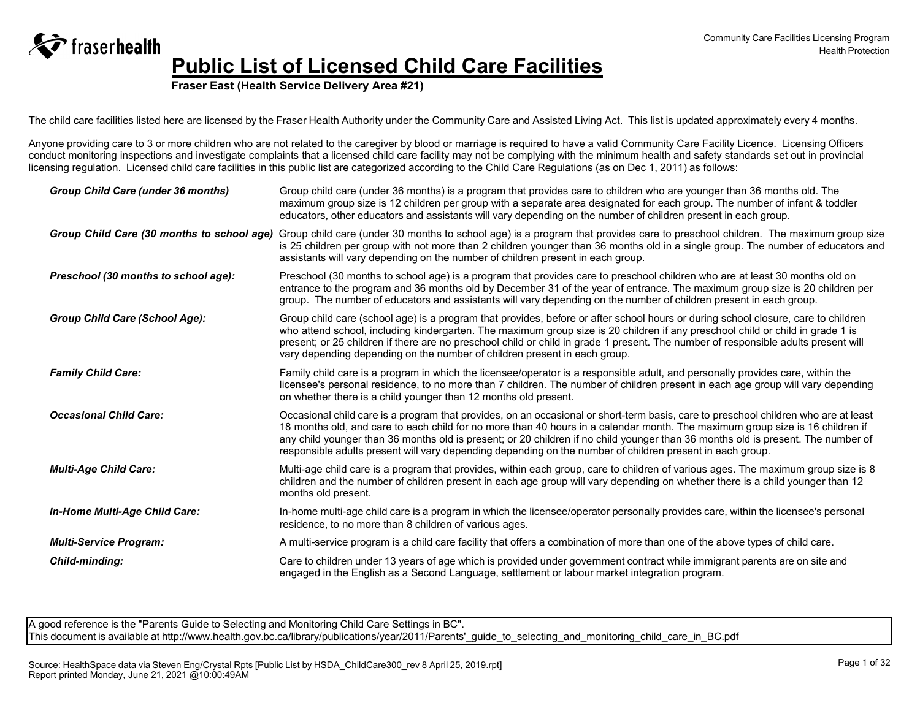Community Care Facilities Licensing Program
Health Protection

# Public List of Licensed Child Care Facilities

**Fraser East (Health Service Delivery Area #21)**

The child care facilities listed here are licensed by the Fraser Health Authority under the Community Care and Assisted Living Act. This list is updated approximately every 4 months.

Anyone providing care to 3 or more children who are not related to the caregiver by blood or marriage is required to have a valid Community Care Facility Licence. Licensing Officers conduct monitoring inspections and investigate complaints that a licensed child care facility may not be complying with the minimum health and safety standards set out in provincial licensing regulation. Licensed child care facilities in this public list are categorized according to the Child Care Regulations (as on Dec 1, 2011) as follows:

| | |
|---|---|
| ***Group Child Care (under 36 months)*** | Group child care (under 36 months) is a program that provides care to children who are younger than 36 months old. The maximum group size is 12 children per group with a separate area designated for each group. The number of infant & toddler educators, other educators and assistants will vary depending on the number of children present in each group. |
| ***Group Child Care (30 months to school age)*** | Group child care (under 30 months to school age) is a program that provides care to preschool children. The maximum group size is 25 children per group with not more than 2 children younger than 36 months old in a single group. The number of educators and assistants will vary depending on the number of children present in each group. |
| ***Preschool (30 months to school age):*** | Preschool (30 months to school age) is a program that provides care to preschool children who are at least 30 months old on entrance to the program and 36 months old by December 31 of the year of entrance. The maximum group size is 20 children per group. The number of educators and assistants will vary depending on the number of children present in each group. |
| ***Group Child Care (School Age):*** | Group child care (school age) is a program that provides, before or after school hours or during school closure, care to children who attend school, including kindergarten. The maximum group size is 20 children if any preschool child or child in grade 1 is present; or 25 children if there are no preschool child or child in grade 1 present. The number of responsible adults present will vary depending depending on the number of children present in each group. |
| ***Family Child Care:*** | Family child care is a program in which the licensee/operator is a responsible adult, and personally provides care, within the licensee's personal residence, to no more than 7 children. The number of children present in each age group will vary depending on whether there is a child younger than 12 months old present. |
| ***Occasional Child Care:*** | Occasional child care is a program that provides, on an occasional or short-term basis, care to preschool children who are at least 18 months old, and care to each child for no more than 40 hours in a calendar month. The maximum group size is 16 children if any child younger than 36 months old is present; or 20 children if no child younger than 36 months old is present. The number of responsible adults present will vary depending depending on the number of children present in each group. |
| ***Multi-Age Child Care:*** | Multi-age child care is a program that provides, within each group, care to children of various ages. The maximum group size is 8 children and the number of children present in each age group will vary depending on whether there is a child younger than 12 months old present. |
| ***In-Home Multi-Age Child Care:*** | In-home multi-age child care is a program in which the licensee/operator personally provides care, within the licensee's personal residence, to no more than 8 children of various ages. |
| ***Multi-Service Program:*** | A multi-service program is a child care facility that offers a combination of more than one of the above types of child care. |
| ***Child-minding:*** | Care to children under 13 years of age which is provided under government contract while immigrant parents are on site and engaged in the English as a Second Language, settlement or labour market integration program. |

A good reference is the "Parents Guide to Selecting and Monitoring Child Care Settings in BC".
This document is available at http://www.health.gov.bc.ca/library/publications/year/2011/Parents'_guide_to_selecting_and_monitoring_child_care_in_BC.pdf

Source: HealthSpace data via Steven Eng/Crystal Rpts [Public List by HSDA_ChildCare300_rev 8 April 25, 2019.rpt]
Report printed Monday, June 21, 2021 @10:00:49AM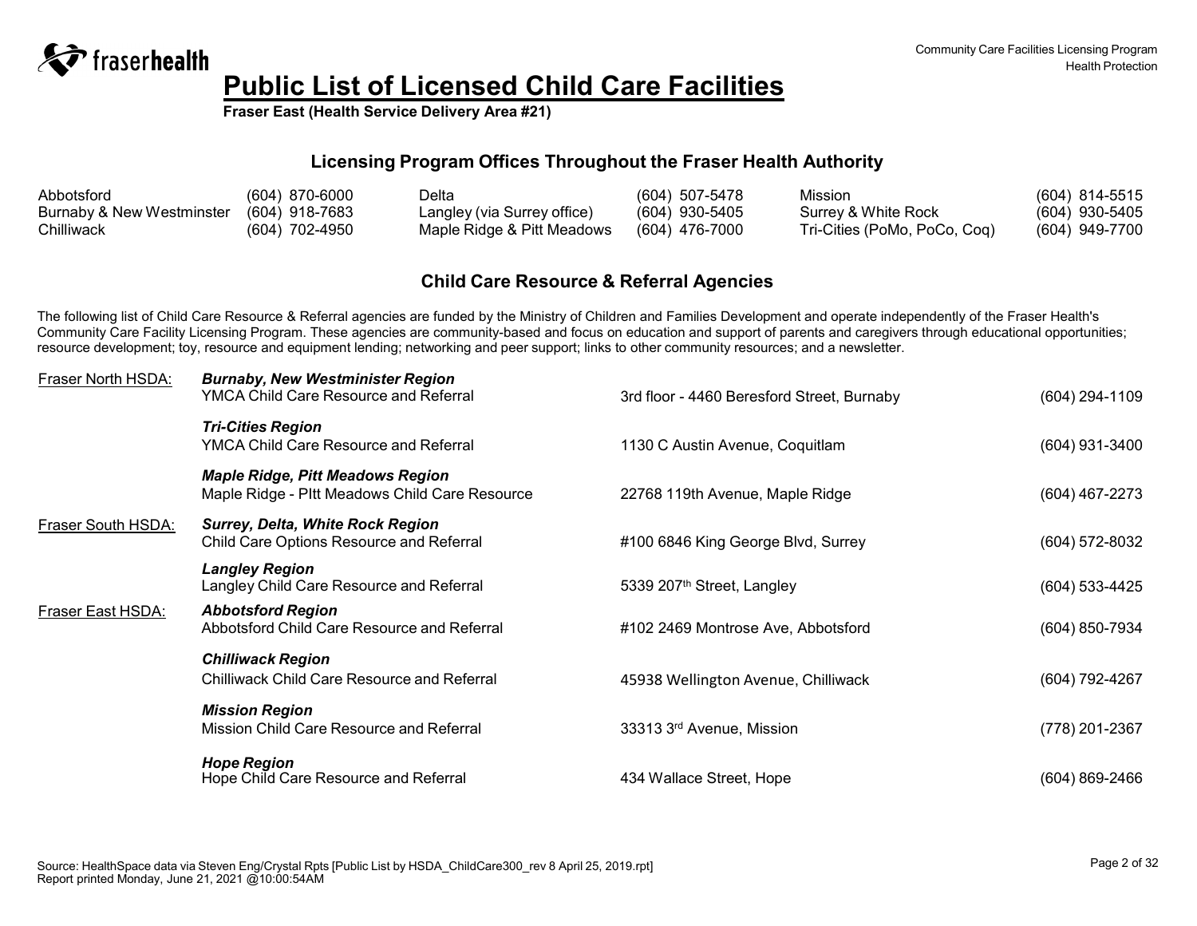fraserhealth

Community Care Facilities Licensing Program
Health Protection

# Public List of Licensed Child Care Facilities

**Fraser East (Health Service Delivery Area #21)**

## Licensing Program Offices Throughout the Fraser Health Authority

| | | | | | |
|---|---|---|---|---|---|
| Abbotsford | (604) 870-6000 | Delta | (604) 507-5478 | Mission | (604) 814-5515 |
| Burnaby & New Westminster | (604) 918-7683 | Langley (via Surrey office) | (604) 930-5405 | Surrey & White Rock | (604) 930-5405 |
| Chilliwack | (604) 702-4950 | Maple Ridge & Pitt Meadows | (604) 476-7000 | Tri-Cities (PoMo, PoCo, Coq) | (604) 949-7700 |

## Child Care Resource & Referral Agencies

The following list of Child Care Resource & Referral agencies are funded by the Ministry of Children and Families Development and operate independently of the Fraser Health's Community Care Facility Licensing Program. These agencies are community-based and focus on education and support of parents and caregivers through educational opportunities; resource development; toy, resource and equipment lending; networking and peer support; links to other community resources; and a newsletter.

| HSDA | Region / Agency | Address | Phone |
|---|---|---|---|
| Fraser North HSDA: | ***Burnaby, New Westminister Region*** YMCA Child Care Resource and Referral | 3rd floor - 4460 Beresford Street, Burnaby | (604) 294-1109 |
| | ***Tri-Cities Region*** YMCA Child Care Resource and Referral | 1130 C Austin Avenue, Coquitlam | (604) 931-3400 |
| | ***Maple Ridge, Pitt Meadows Region*** Maple Ridge - PItt Meadows Child Care Resource | 22768 119th Avenue, Maple Ridge | (604) 467-2273 |
| Fraser South HSDA: | ***Surrey, Delta, White Rock Region*** Child Care Options Resource and Referral | #100 6846 King George Blvd, Surrey | (604) 572-8032 |
| | ***Langley Region*** Langley Child Care Resource and Referral | 5339 207th Street, Langley | (604) 533-4425 |
| Fraser East HSDA: | ***Abbotsford Region*** Abbotsford Child Care Resource and Referral | #102 2469 Montrose Ave, Abbotsford | (604) 850-7934 |
| | ***Chilliwack Region*** Chilliwack Child Care Resource and Referral | 45938 Wellington Avenue, Chilliwack | (604) 792-4267 |
| | ***Mission Region*** Mission Child Care Resource and Referral | 33313 3rd Avenue, Mission | (778) 201-2367 |
| | ***Hope Region*** Hope Child Care Resource and Referral | 434 Wallace Street, Hope | (604) 869-2466 |

Source: HealthSpace data via Steven Eng/Crystal Rpts [Public List by HSDA_ChildCare300_rev 8 April 25, 2019.rpt]
Report printed Monday, June 21, 2021 @10:00:54AM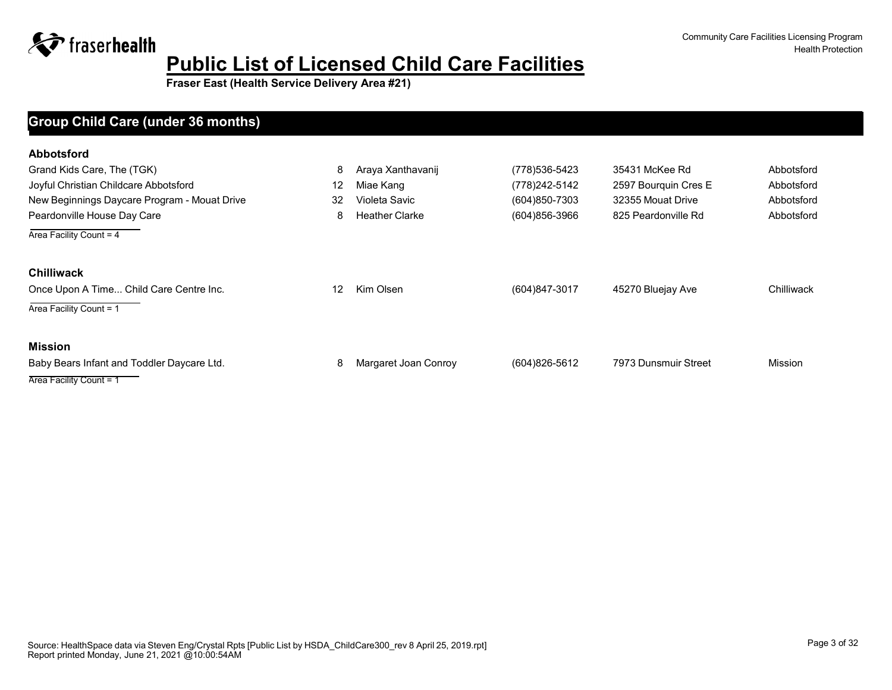# Public List of Licensed Child Care Facilities

**Fraser East (Health Service Delivery Area #21)**

## Group Child Care (under 36 months)

### Abbotsford

| Facility | Capacity | Contact | Phone | Address | City |
|---|---|---|---|---|---|
| Grand Kids Care, The (TGK) | 8 | Araya Xanthavanij | (778)536-5423 | 35431 McKee Rd | Abbotsford |
| Joyful Christian Childcare Abbotsford | 12 | Miae Kang | (778)242-5142 | 2597 Bourquin Cres E | Abbotsford |
| New Beginnings Daycare Program - Mouat Drive | 32 | Violeta Savic | (604)850-7303 | 32355 Mouat Drive | Abbotsford |
| Peardonville House Day Care | 8 | Heather Clarke | (604)856-3966 | 825 Peardonville Rd | Abbotsford |

Area Facility Count = 4

### Chilliwack

| Facility | Capacity | Contact | Phone | Address | City |
|---|---|---|---|---|---|
| Once Upon A Time... Child Care Centre Inc. | 12 | Kim Olsen | (604)847-3017 | 45270 Bluejay Ave | Chilliwack |

Area Facility Count = 1

### Mission

| Facility | Capacity | Contact | Phone | Address | City |
|---|---|---|---|---|---|
| Baby Bears Infant and Toddler Daycare Ltd. | 8 | Margaret Joan Conroy | (604)826-5612 | 7973 Dunsmuir Street | Mission |

Area Facility Count = 1

Source: HealthSpace data via Steven Eng/Crystal Rpts [Public List by HSDA_ChildCare300_rev 8 April 25, 2019.rpt]
Report printed Monday, June 21, 2021 @10:00:54AM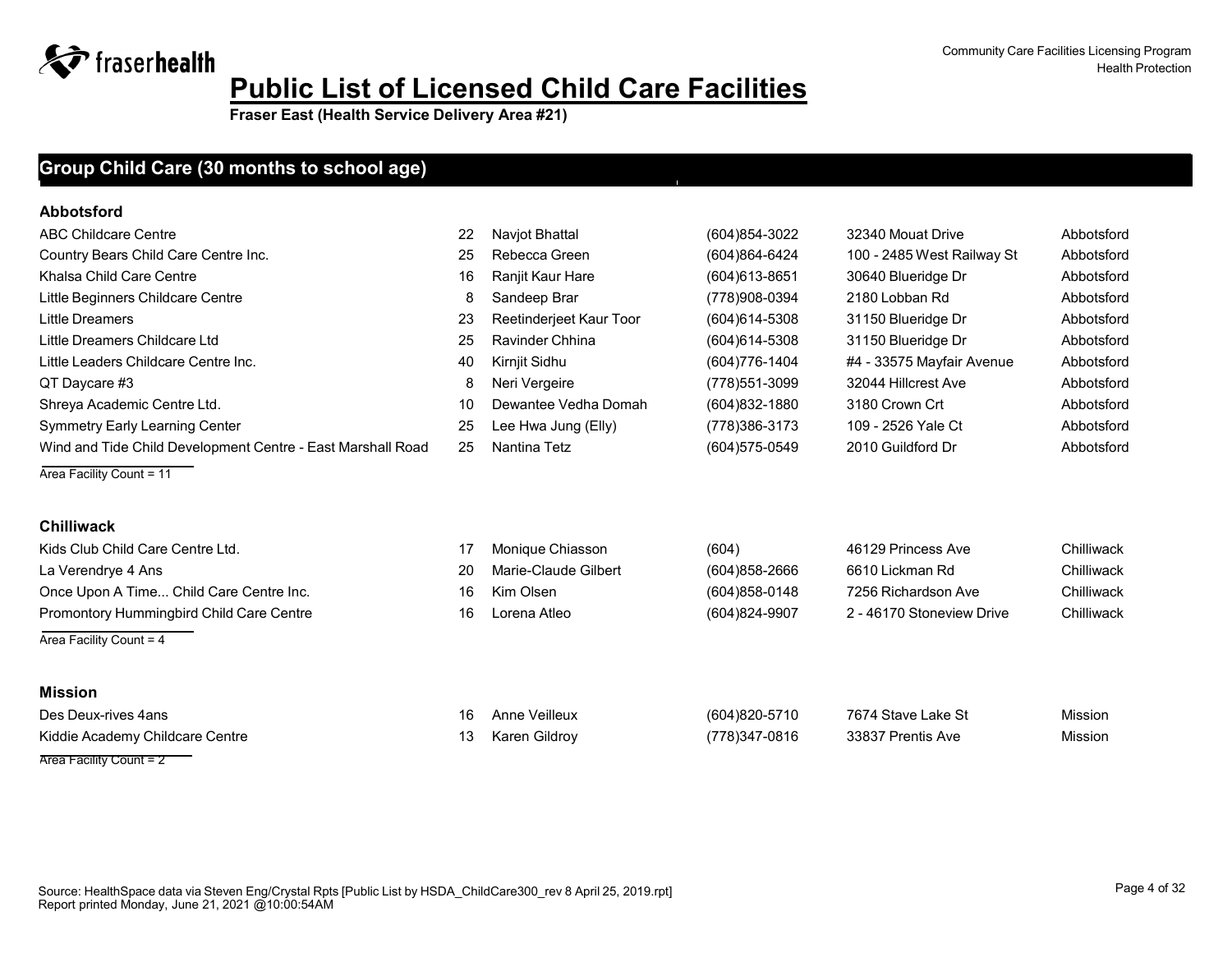# Public List of Licensed Child Care Facilities

**Fraser East (Health Service Delivery Area #21)**

## Group Child Care (30 months to school age)

### Abbotsford

| Facility | Capacity | Contact | Phone | Address | City |
|---|---|---|---|---|---|
| ABC Childcare Centre | 22 | Navjot Bhattal | (604)854-3022 | 32340 Mouat Drive | Abbotsford |
| Country Bears Child Care Centre Inc. | 25 | Rebecca Green | (604)864-6424 | 100 - 2485 West Railway St | Abbotsford |
| Khalsa Child Care Centre | 16 | Ranjit Kaur Hare | (604)613-8651 | 30640 Blueridge Dr | Abbotsford |
| Little Beginners Childcare Centre | 8 | Sandeep Brar | (778)908-0394 | 2180 Lobban Rd | Abbotsford |
| Little Dreamers | 23 | Reetinderjeet Kaur Toor | (604)614-5308 | 31150 Blueridge Dr | Abbotsford |
| Little Dreamers Childcare Ltd | 25 | Ravinder Chhina | (604)614-5308 | 31150 Blueridge Dr | Abbotsford |
| Little Leaders Childcare Centre Inc. | 40 | Kirnjit Sidhu | (604)776-1404 | #4 - 33575 Mayfair Avenue | Abbotsford |
| QT Daycare #3 | 8 | Neri Vergeire | (778)551-3099 | 32044 Hillcrest Ave | Abbotsford |
| Shreya Academic Centre Ltd. | 10 | Dewantee Vedha Domah | (604)832-1880 | 3180 Crown Crt | Abbotsford |
| Symmetry Early Learning Center | 25 | Lee Hwa Jung (Elly) | (778)386-3173 | 109 - 2526 Yale Ct | Abbotsford |
| Wind and Tide Child Development Centre - East Marshall Road | 25 | Nantina Tetz | (604)575-0549 | 2010 Guildford Dr | Abbotsford |

Area Facility Count = 11

### Chilliwack

| Facility | Capacity | Contact | Phone | Address | City |
|---|---|---|---|---|---|
| Kids Club Child Care Centre Ltd. | 17 | Monique Chiasson | (604) | 46129 Princess Ave | Chilliwack |
| La Verendrye 4 Ans | 20 | Marie-Claude Gilbert | (604)858-2666 | 6610 Lickman Rd | Chilliwack |
| Once Upon A Time... Child Care Centre Inc. | 16 | Kim Olsen | (604)858-0148 | 7256 Richardson Ave | Chilliwack |
| Promontory Hummingbird Child Care Centre | 16 | Lorena Atleo | (604)824-9907 | 2 - 46170 Stoneview Drive | Chilliwack |

Area Facility Count = 4

### Mission

| Facility | Capacity | Contact | Phone | Address | City |
|---|---|---|---|---|---|
| Des Deux-rives 4ans | 16 | Anne Veilleux | (604)820-5710 | 7674 Stave Lake St | Mission |
| Kiddie Academy Childcare Centre | 13 | Karen Gildroy | (778)347-0816 | 33837 Prentis Ave | Mission |

Area Facility Count = 2

Source: HealthSpace data via Steven Eng/Crystal Rpts [Public List by HSDA_ChildCare300_rev 8 April 25, 2019.rpt]
Report printed Monday, June 21, 2021 @10:00:54AM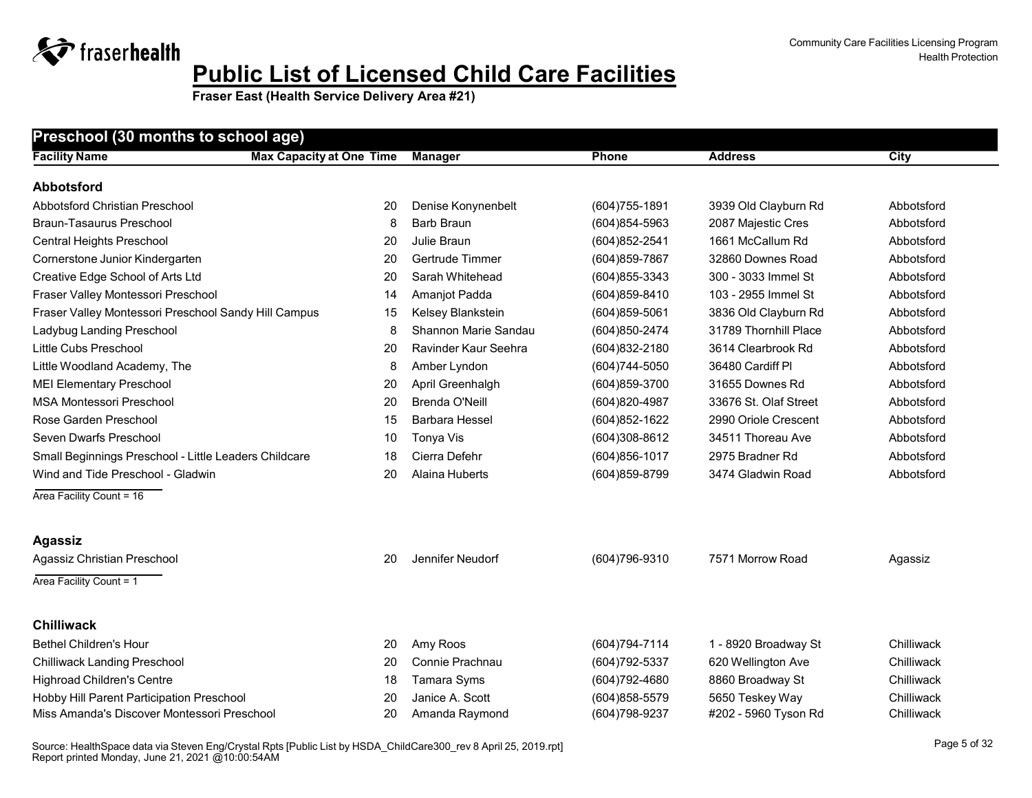# Public List of Licensed Child Care Facilities

**Fraser East (Health Service Delivery Area #21)**

Community Care Facilities Licensing Program
Health Protection

## Preschool (30 months to school age)

| Facility Name | Max Capacity at One Time | Manager | Phone | Address | City |
|---|---|---|---|---|---|
| **Abbotsford** | | | | | |
| Abbotsford Christian Preschool | 20 | Denise Konynenbelt | (604)755-1891 | 3939 Old Clayburn Rd | Abbotsford |
| Braun-Tasaurus Preschool | 8 | Barb Braun | (604)854-5963 | 2087 Majestic Cres | Abbotsford |
| Central Heights Preschool | 20 | Julie Braun | (604)852-2541 | 1661 McCallum Rd | Abbotsford |
| Cornerstone Junior Kindergarten | 20 | Gertrude Timmer | (604)859-7867 | 32860 Downes Road | Abbotsford |
| Creative Edge School of Arts Ltd | 20 | Sarah Whitehead | (604)855-3343 | 300 - 3033 Immel St | Abbotsford |
| Fraser Valley Montessori Preschool | 14 | Amanjot Padda | (604)859-8410 | 103 - 2955 Immel St | Abbotsford |
| Fraser Valley Montessori Preschool Sandy Hill Campus | 15 | Kelsey Blankstein | (604)859-5061 | 3836 Old Clayburn Rd | Abbotsford |
| Ladybug Landing Preschool | 8 | Shannon Marie Sandau | (604)850-2474 | 31789 Thornhill Place | Abbotsford |
| Little Cubs Preschool | 20 | Ravinder Kaur Seehra | (604)832-2180 | 3614 Clearbrook Rd | Abbotsford |
| Little Woodland Academy, The | 8 | Amber Lyndon | (604)744-5050 | 36480 Cardiff Pl | Abbotsford |
| MEI Elementary Preschool | 20 | April Greenhalgh | (604)859-3700 | 31655 Downes Rd | Abbotsford |
| MSA Montessori Preschool | 20 | Brenda O'Neill | (604)820-4987 | 33676 St. Olaf Street | Abbotsford |
| Rose Garden Preschool | 15 | Barbara Hessel | (604)852-1622 | 2990 Oriole Crescent | Abbotsford |
| Seven Dwarfs Preschool | 10 | Tonya Vis | (604)308-8612 | 34511 Thoreau Ave | Abbotsford |
| Small Beginnings Preschool - Little Leaders Childcare | 18 | Cierra Defehr | (604)856-1017 | 2975 Bradner Rd | Abbotsford |
| Wind and Tide Preschool - Gladwin | 20 | Alaina Huberts | (604)859-8799 | 3474 Gladwin Road | Abbotsford |
| Area Facility Count = 16 | | | | | |
| **Agassiz** | | | | | |
| Agassiz Christian Preschool | 20 | Jennifer Neudorf | (604)796-9310 | 7571 Morrow Road | Agassiz |
| Area Facility Count = 1 | | | | | |
| **Chilliwack** | | | | | |
| Bethel Children's Hour | 20 | Amy Roos | (604)794-7114 | 1 - 8920 Broadway St | Chilliwack |
| Chilliwack Landing Preschool | 20 | Connie Prachnau | (604)792-5337 | 620 Wellington Ave | Chilliwack |
| Highroad Children's Centre | 18 | Tamara Syms | (604)792-4680 | 8860 Broadway St | Chilliwack |
| Hobby Hill Parent Participation Preschool | 20 | Janice A. Scott | (604)858-5579 | 5650 Teskey Way | Chilliwack |
| Miss Amanda's Discover Montessori Preschool | 20 | Amanda Raymond | (604)798-9237 | #202 - 5960 Tyson Rd | Chilliwack |

Source: HealthSpace data via Steven Eng/Crystal Rpts [Public List by HSDA_ChildCare300_rev 8 April 25, 2019.rpt]
Report printed Monday, June 21, 2021 @10:00:54AM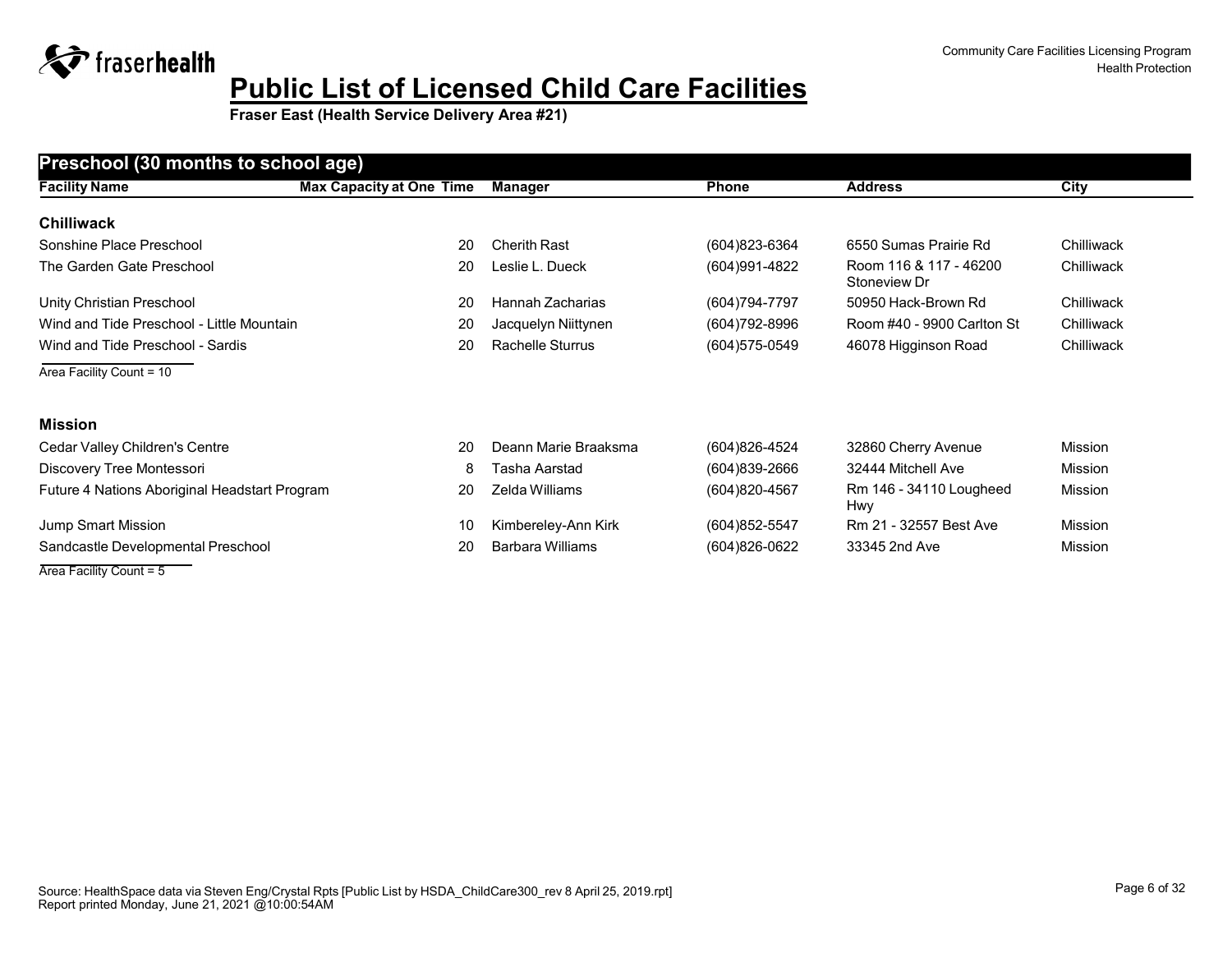# Public List of Licensed Child Care Facilities

**Fraser East (Health Service Delivery Area #21)**

## Preschool (30 months to school age)

| Facility Name | Max Capacity at One Time | Manager | Phone | Address | City |
|---|---|---|---|---|---|
| **Chilliwack** | | | | | |
| Sonshine Place Preschool | 20 | Cherith Rast | (604)823-6364 | 6550 Sumas Prairie Rd | Chilliwack |
| The Garden Gate Preschool | 20 | Leslie L. Dueck | (604)991-4822 | Room 116 & 117 - 46200 Stoneview Dr | Chilliwack |
| Unity Christian Preschool | 20 | Hannah Zacharias | (604)794-7797 | 50950 Hack-Brown Rd | Chilliwack |
| Wind and Tide Preschool - Little Mountain | 20 | Jacquelyn Niittynen | (604)792-8996 | Room #40 - 9900 Carlton St | Chilliwack |
| Wind and Tide Preschool - Sardis | 20 | Rachelle Sturrus | (604)575-0549 | 46078 Higginson Road | Chilliwack |

Area Facility Count = 10

| Facility Name | Max Capacity at One Time | Manager | Phone | Address | City |
|---|---|---|---|---|---|
| **Mission** | | | | | |
| Cedar Valley Children's Centre | 20 | Deann Marie Braaksma | (604)826-4524 | 32860 Cherry Avenue | Mission |
| Discovery Tree Montessori | 8 | Tasha Aarstad | (604)839-2666 | 32444 Mitchell Ave | Mission |
| Future 4 Nations Aboriginal Headstart Program | 20 | Zelda Williams | (604)820-4567 | Rm 146 - 34110 Lougheed Hwy | Mission |
| Jump Smart Mission | 10 | Kimbereley-Ann Kirk | (604)852-5547 | Rm 21 - 32557 Best Ave | Mission |
| Sandcastle Developmental Preschool | 20 | Barbara Williams | (604)826-0622 | 33345 2nd Ave | Mission |

Area Facility Count = 5

Source: HealthSpace data via Steven Eng/Crystal Rpts [Public List by HSDA_ChildCare300_rev 8 April 25, 2019.rpt]
Report printed Monday, June 21, 2021 @10:00:54AM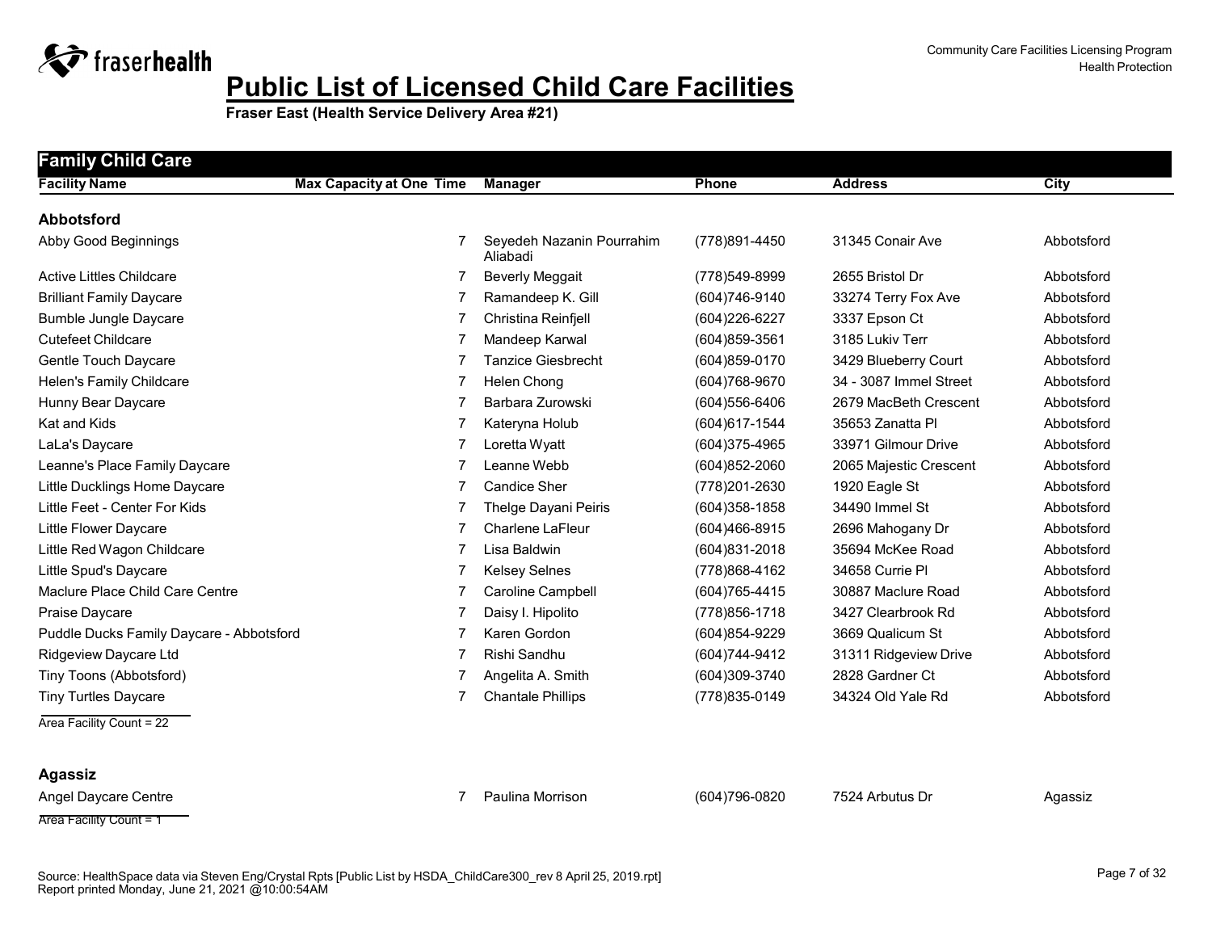# Public List of Licensed Child Care Facilities

**Fraser East (Health Service Delivery Area #21)**

Community Care Facilities Licensing Program
Health Protection

## Family Child Care

| Facility Name | Max Capacity at One Time | Manager | Phone | Address | City |
|---|---|---|---|---|---|
| **Abbotsford** | | | | | |
| Abby Good Beginnings | 7 | Seyedeh Nazanin Pourrahim Aliabadi | (778)891-4450 | 31345 Conair Ave | Abbotsford |
| Active Littles Childcare | 7 | Beverly Meggait | (778)549-8999 | 2655 Bristol Dr | Abbotsford |
| Brilliant Family Daycare | 7 | Ramandeep K. Gill | (604)746-9140 | 33274 Terry Fox Ave | Abbotsford |
| Bumble Jungle Daycare | 7 | Christina Reinfjell | (604)226-6227 | 3337 Epson Ct | Abbotsford |
| Cutefeet Childcare | 7 | Mandeep Karwal | (604)859-3561 | 3185 Lukiv Terr | Abbotsford |
| Gentle Touch Daycare | 7 | Tanzice Giesbrecht | (604)859-0170 | 3429 Blueberry Court | Abbotsford |
| Helen's Family Childcare | 7 | Helen Chong | (604)768-9670 | 34 - 3087 Immel Street | Abbotsford |
| Hunny Bear Daycare | 7 | Barbara Zurowski | (604)556-6406 | 2679 MacBeth Crescent | Abbotsford |
| Kat and Kids | 7 | Kateryna Holub | (604)617-1544 | 35653 Zanatta Pl | Abbotsford |
| LaLa's Daycare | 7 | Loretta Wyatt | (604)375-4965 | 33971 Gilmour Drive | Abbotsford |
| Leanne's Place Family Daycare | 7 | Leanne Webb | (604)852-2060 | 2065 Majestic Crescent | Abbotsford |
| Little Ducklings Home Daycare | 7 | Candice Sher | (778)201-2630 | 1920 Eagle St | Abbotsford |
| Little Feet - Center For Kids | 7 | Thelge Dayani Peiris | (604)358-1858 | 34490 Immel St | Abbotsford |
| Little Flower Daycare | 7 | Charlene LaFleur | (604)466-8915 | 2696 Mahogany Dr | Abbotsford |
| Little Red Wagon Childcare | 7 | Lisa Baldwin | (604)831-2018 | 35694 McKee Road | Abbotsford |
| Little Spud's Daycare | 7 | Kelsey Selnes | (778)868-4162 | 34658 Currie Pl | Abbotsford |
| Maclure Place Child Care Centre | 7 | Caroline Campbell | (604)765-4415 | 30887 Maclure Road | Abbotsford |
| Praise Daycare | 7 | Daisy I. Hipolito | (778)856-1718 | 3427 Clearbrook Rd | Abbotsford |
| Puddle Ducks Family Daycare - Abbotsford | 7 | Karen Gordon | (604)854-9229 | 3669 Qualicum St | Abbotsford |
| Ridgeview Daycare Ltd | 7 | Rishi Sandhu | (604)744-9412 | 31311 Ridgeview Drive | Abbotsford |
| Tiny Toons (Abbotsford) | 7 | Angelita A. Smith | (604)309-3740 | 2828 Gardner Ct | Abbotsford |
| Tiny Turtles Daycare | 7 | Chantale Phillips | (778)835-0149 | 34324 Old Yale Rd | Abbotsford |
| Area Facility Count = 22 | | | | | |
| **Agassiz** | | | | | |
| Angel Daycare Centre | 7 | Paulina Morrison | (604)796-0820 | 7524 Arbutus Dr | Agassiz |
| Area Facility Count = 1 | | | | | |

Source: HealthSpace data via Steven Eng/Crystal Rpts [Public List by HSDA_ChildCare300_rev 8 April 25, 2019.rpt]
Report printed Monday, June 21, 2021 @10:00:54AM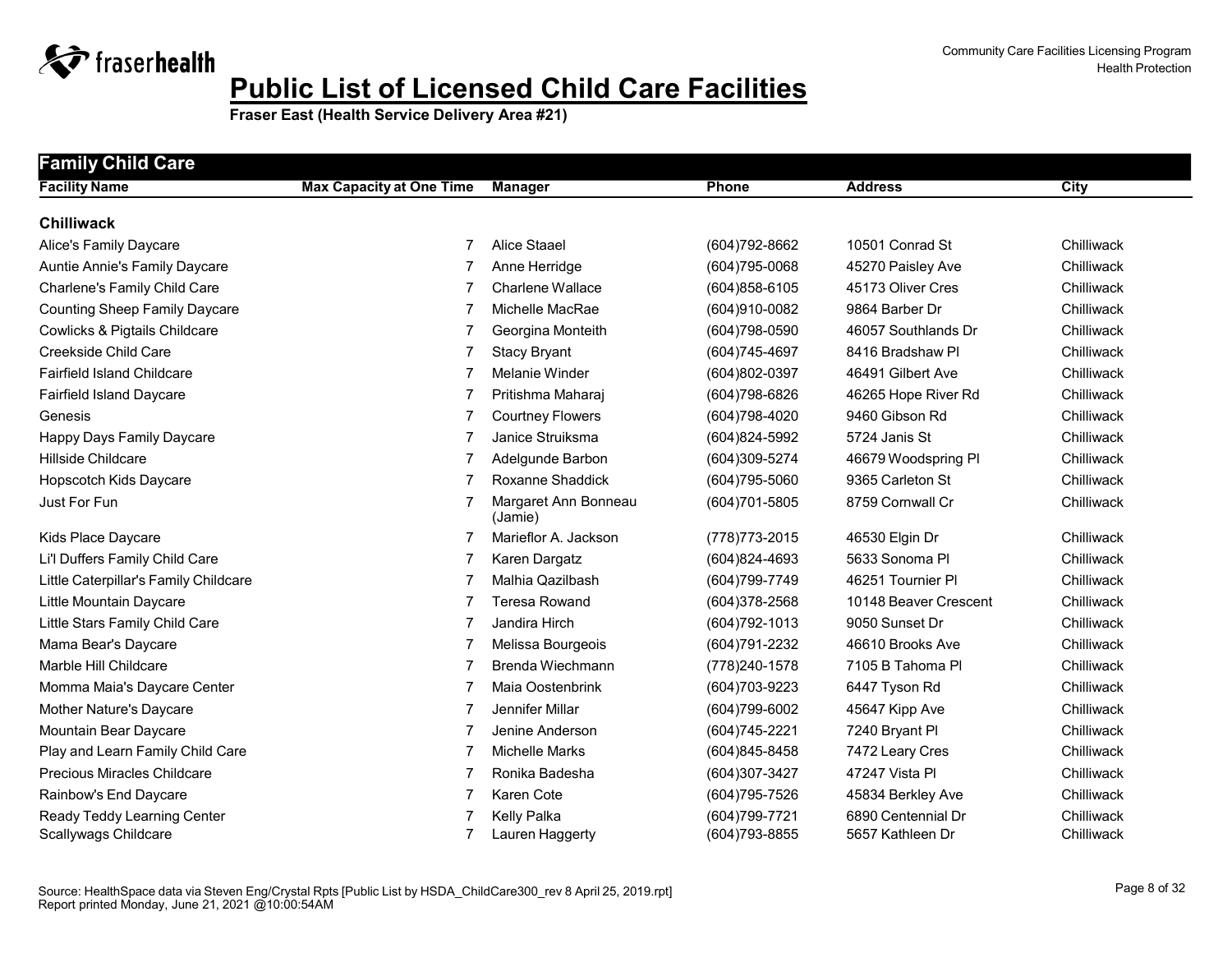# Public List of Licensed Child Care Facilities

**Fraser East (Health Service Delivery Area #21)**

Community Care Facilities Licensing Program
Health Protection

## Family Child Care

| Facility Name | Max Capacity at One Time | Manager | Phone | Address | City |
|---|---|---|---|---|---|
| **Chilliwack** | | | | | |
| Alice's Family Daycare | 7 | Alice Staael | (604)792-8662 | 10501 Conrad St | Chilliwack |
| Auntie Annie's Family Daycare | 7 | Anne Herridge | (604)795-0068 | 45270 Paisley Ave | Chilliwack |
| Charlene's Family Child Care | 7 | Charlene Wallace | (604)858-6105 | 45173 Oliver Cres | Chilliwack |
| Counting Sheep Family Daycare | 7 | Michelle MacRae | (604)910-0082 | 9864 Barber Dr | Chilliwack |
| Cowlicks & Pigtails Childcare | 7 | Georgina Monteith | (604)798-0590 | 46057 Southlands Dr | Chilliwack |
| Creekside Child Care | 7 | Stacy Bryant | (604)745-4697 | 8416 Bradshaw Pl | Chilliwack |
| Fairfield Island Childcare | 7 | Melanie Winder | (604)802-0397 | 46491 Gilbert Ave | Chilliwack |
| Fairfield Island Daycare | 7 | Pritishma Maharaj | (604)798-6826 | 46265 Hope River Rd | Chilliwack |
| Genesis | 7 | Courtney Flowers | (604)798-4020 | 9460 Gibson Rd | Chilliwack |
| Happy Days Family Daycare | 7 | Janice Struiksma | (604)824-5992 | 5724 Janis St | Chilliwack |
| Hillside Childcare | 7 | Adelgunde Barbon | (604)309-5274 | 46679 Woodspring Pl | Chilliwack |
| Hopscotch Kids Daycare | 7 | Roxanne Shaddick | (604)795-5060 | 9365 Carleton St | Chilliwack |
| Just For Fun | 7 | Margaret Ann Bonneau (Jamie) | (604)701-5805 | 8759 Cornwall Cr | Chilliwack |
| Kids Place Daycare | 7 | Marieflor A. Jackson | (778)773-2015 | 46530 Elgin Dr | Chilliwack |
| Li'l Duffers Family Child Care | 7 | Karen Dargatz | (604)824-4693 | 5633 Sonoma Pl | Chilliwack |
| Little Caterpillar's Family Childcare | 7 | Malhia Qazilbash | (604)799-7749 | 46251 Tournier Pl | Chilliwack |
| Little Mountain Daycare | 7 | Teresa Rowand | (604)378-2568 | 10148 Beaver Crescent | Chilliwack |
| Little Stars Family Child Care | 7 | Jandira Hirch | (604)792-1013 | 9050 Sunset Dr | Chilliwack |
| Mama Bear's Daycare | 7 | Melissa Bourgeois | (604)791-2232 | 46610 Brooks Ave | Chilliwack |
| Marble Hill Childcare | 7 | Brenda Wiechmann | (778)240-1578 | 7105 B Tahoma Pl | Chilliwack |
| Momma Maia's Daycare Center | 7 | Maia Oostenbrink | (604)703-9223 | 6447 Tyson Rd | Chilliwack |
| Mother Nature's Daycare | 7 | Jennifer Millar | (604)799-6002 | 45647 Kipp Ave | Chilliwack |
| Mountain Bear Daycare | 7 | Jenine Anderson | (604)745-2221 | 7240 Bryant Pl | Chilliwack |
| Play and Learn Family Child Care | 7 | Michelle Marks | (604)845-8458 | 7472 Leary Cres | Chilliwack |
| Precious Miracles Childcare | 7 | Ronika Badesha | (604)307-3427 | 47247 Vista Pl | Chilliwack |
| Rainbow's End Daycare | 7 | Karen Cote | (604)795-7526 | 45834 Berkley Ave | Chilliwack |
| Ready Teddy Learning Center | 7 | Kelly Palka | (604)799-7721 | 6890 Centennial Dr | Chilliwack |
| Scallywags Childcare | 7 | Lauren Haggerty | (604)793-8855 | 5657 Kathleen Dr | Chilliwack |

Source: HealthSpace data via Steven Eng/Crystal Rpts [Public List by HSDA_ChildCare300_rev 8 April 25, 2019.rpt]
Report printed Monday, June 21, 2021 @10:00:54AM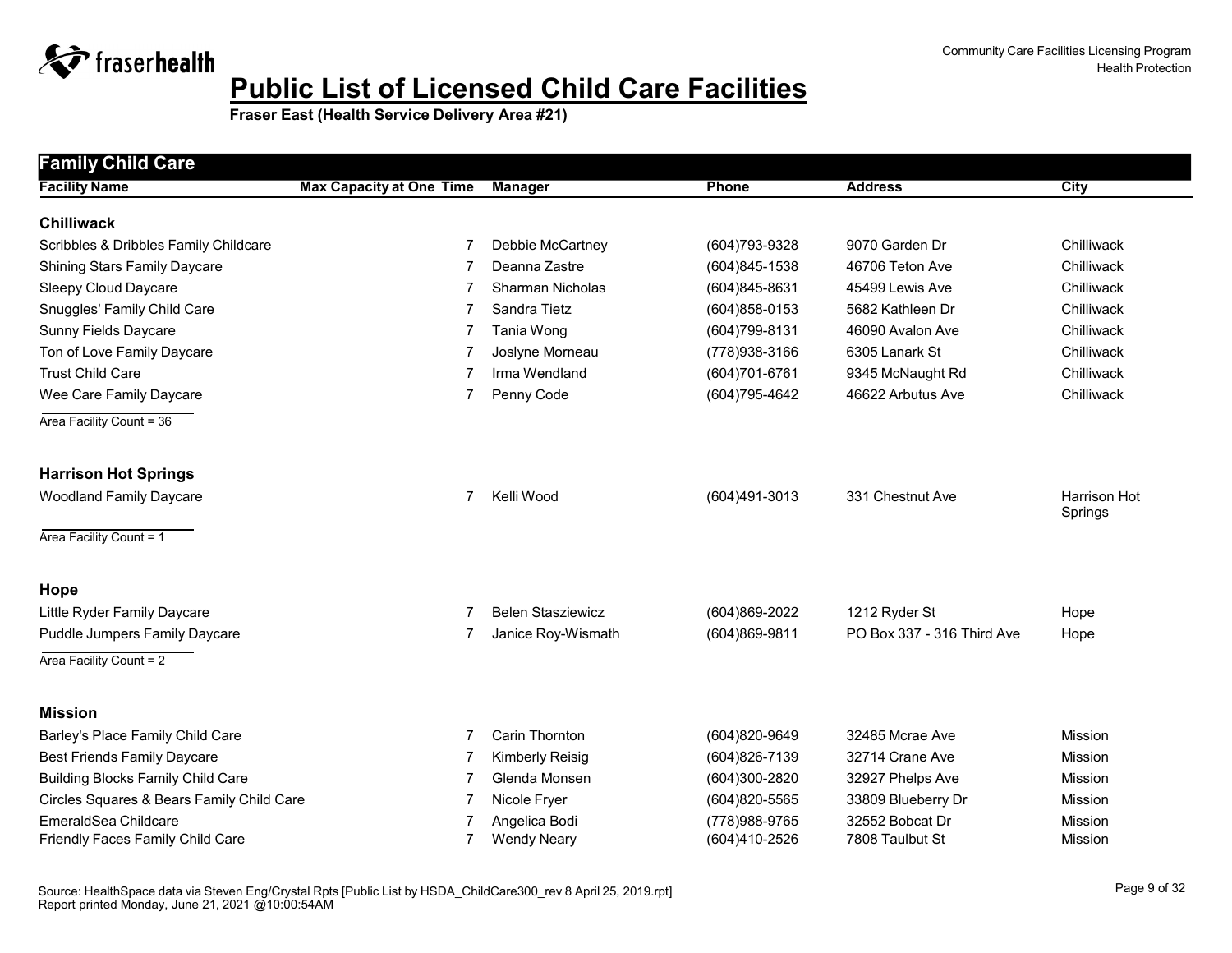# Public List of Licensed Child Care Facilities

**Fraser East (Health Service Delivery Area #21)**

## Family Child Care

| Facility Name | Max Capacity at One Time | Manager | Phone | Address | City |
|---|---|---|---|---|---|
| **Chilliwack** | | | | | |
| Scribbles & Dribbles Family Childcare | 7 | Debbie McCartney | (604)793-9328 | 9070 Garden Dr | Chilliwack |
| Shining Stars Family Daycare | 7 | Deanna Zastre | (604)845-1538 | 46706 Teton Ave | Chilliwack |
| Sleepy Cloud Daycare | 7 | Sharman Nicholas | (604)845-8631 | 45499 Lewis Ave | Chilliwack |
| Snuggles' Family Child Care | 7 | Sandra Tietz | (604)858-0153 | 5682 Kathleen Dr | Chilliwack |
| Sunny Fields Daycare | 7 | Tania Wong | (604)799-8131 | 46090 Avalon Ave | Chilliwack |
| Ton of Love Family Daycare | 7 | Joslyne Morneau | (778)938-3166 | 6305 Lanark St | Chilliwack |
| Trust Child Care | 7 | Irma Wendland | (604)701-6761 | 9345 McNaught Rd | Chilliwack |
| Wee Care Family Daycare | 7 | Penny Code | (604)795-4642 | 46622 Arbutus Ave | Chilliwack |

Area Facility Count = 36

| Facility Name | Max Capacity at One Time | Manager | Phone | Address | City |
|---|---|---|---|---|---|
| **Harrison Hot Springs** | | | | | |
| Woodland Family Daycare | 7 | Kelli Wood | (604)491-3013 | 331 Chestnut Ave | Harrison Hot Springs |

Area Facility Count = 1

| Facility Name | Max Capacity at One Time | Manager | Phone | Address | City |
|---|---|---|---|---|---|
| **Hope** | | | | | |
| Little Ryder Family Daycare | 7 | Belen Stasziewicz | (604)869-2022 | 1212 Ryder St | Hope |
| Puddle Jumpers Family Daycare | 7 | Janice Roy-Wismath | (604)869-9811 | PO Box 337 - 316 Third Ave | Hope |

Area Facility Count = 2

| Facility Name | Max Capacity at One Time | Manager | Phone | Address | City |
|---|---|---|---|---|---|
| **Mission** | | | | | |
| Barley's Place Family Child Care | 7 | Carin Thornton | (604)820-9649 | 32485 Mcrae Ave | Mission |
| Best Friends Family Daycare | 7 | Kimberly Reisig | (604)826-7139 | 32714 Crane Ave | Mission |
| Building Blocks Family Child Care | 7 | Glenda Monsen | (604)300-2820 | 32927 Phelps Ave | Mission |
| Circles Squares & Bears Family Child Care | 7 | Nicole Fryer | (604)820-5565 | 33809 Blueberry Dr | Mission |
| EmeraldSea Childcare | 7 | Angelica Bodi | (778)988-9765 | 32552 Bobcat Dr | Mission |
| Friendly Faces Family Child Care | 7 | Wendy Neary | (604)410-2526 | 7808 Taulbut St | Mission |

Source: HealthSpace data via Steven Eng/Crystal Rpts [Public List by HSDA_ChildCare300_rev 8 April 25, 2019.rpt]
Report printed Monday, June 21, 2021 @10:00:54AM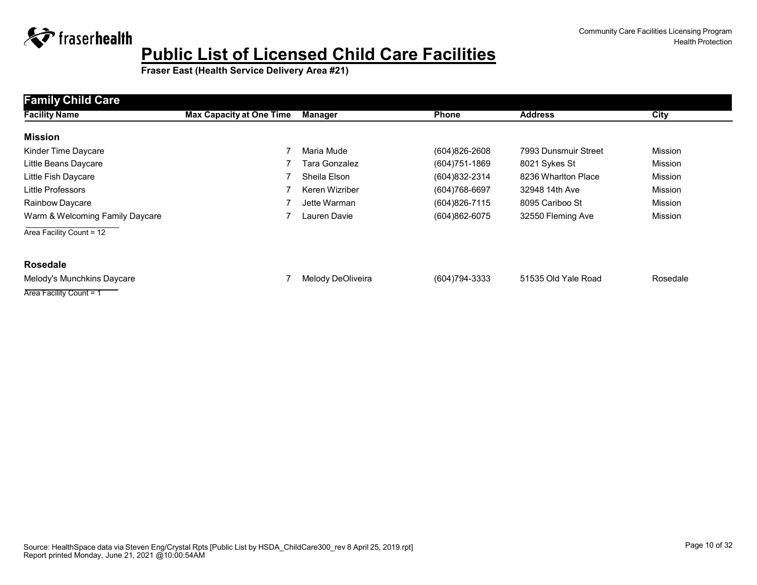# Public List of Licensed Child Care Facilities

**Fraser East (Health Service Delivery Area #21)**

## Family Child Care

| Facility Name | Max Capacity at One Time | Manager | Phone | Address | City |
|---|---|---|---|---|---|
| **Mission** | | | | | |
| Kinder Time Daycare | 7 | Maria Mude | (604)826-2608 | 7993 Dunsmuir Street | Mission |
| Little Beans Daycare | 7 | Tara Gonzalez | (604)751-1869 | 8021 Sykes St | Mission |
| Little Fish Daycare | 7 | Sheila Elson | (604)832-2314 | 8236 Wharlton Place | Mission |
| Little Professors | 7 | Keren Wizriber | (604)768-6697 | 32948 14th Ave | Mission |
| Rainbow Daycare | 7 | Jette Warman | (604)826-7115 | 8095 Cariboo St | Mission |
| Warm & Welcoming Family Daycare | 7 | Lauren Davie | (604)862-6075 | 32550 Fleming Ave | Mission |
| Area Facility Count = 12 | | | | | |
| **Rosedale** | | | | | |
| Melody's Munchkins Daycare | 7 | Melody DeOliveira | (604)794-3333 | 51535 Old Yale Road | Rosedale |
| Area Facility Count = 1 | | | | | |

Source: HealthSpace data via Steven Eng/Crystal Rpts [Public List by HSDA_ChildCare300_rev 8 April 25, 2019.rpt]
Report printed Monday, June 21, 2021 @10:00:54AM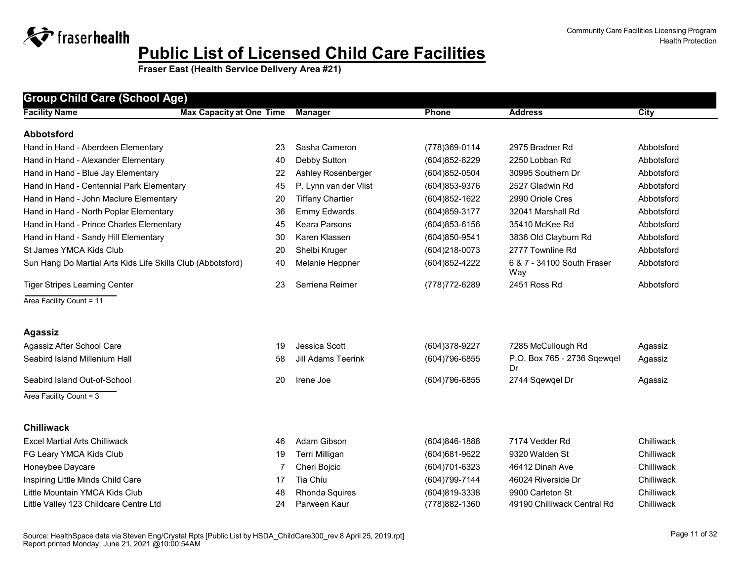# Public List of Licensed Child Care Facilities

**Fraser East (Health Service Delivery Area #21)**

Community Care Facilities Licensing Program
Health Protection

## Group Child Care (School Age)

| Facility Name | Max Capacity at One Time | Manager | Phone | Address | City |
|---|---|---|---|---|---|
| **Abbotsford** | | | | | |
| Hand in Hand - Aberdeen Elementary | 23 | Sasha Cameron | (778)369-0114 | 2975 Bradner Rd | Abbotsford |
| Hand in Hand - Alexander Elementary | 40 | Debby Sutton | (604)852-8229 | 2250 Lobban Rd | Abbotsford |
| Hand in Hand - Blue Jay Elementary | 22 | Ashley Rosenberger | (604)852-0504 | 30995 Southern Dr | Abbotsford |
| Hand in Hand - Centennial Park Elementary | 45 | P. Lynn van der Vlist | (604)853-9376 | 2527 Gladwin Rd | Abbotsford |
| Hand in Hand - John Maclure Elementary | 20 | Tiffany Chartier | (604)852-1622 | 2990 Oriole Cres | Abbotsford |
| Hand in Hand - North Poplar Elementary | 36 | Emmy Edwards | (604)859-3177 | 32041 Marshall Rd | Abbotsford |
| Hand in Hand - Prince Charles Elementary | 45 | Keara Parsons | (604)853-6156 | 35410 McKee Rd | Abbotsford |
| Hand in Hand - Sandy Hill Elementary | 30 | Karen Klassen | (604)850-9541 | 3836 Old Clayburn Rd | Abbotsford |
| St James YMCA Kids Club | 20 | Shelbi Kruger | (604)218-0073 | 2777 Townline Rd | Abbotsford |
| Sun Hang Do Martial Arts Kids Life Skills Club (Abbotsford) | 40 | Melanie Heppner | (604)852-4222 | 6 & 7 - 34100 South Fraser Way | Abbotsford |
| Tiger Stripes Learning Center | 23 | Serriena Reimer | (778)772-6289 | 2451 Ross Rd | Abbotsford |
| Area Facility Count = 11 | | | | | |
| **Agassiz** | | | | | |
| Agassiz After School Care | 19 | Jessica Scott | (604)378-9227 | 7285 McCullough Rd | Agassiz |
| Seabird Island Millenium Hall | 58 | Jill Adams Teerink | (604)796-6855 | P.O. Box 765 - 2736 Sqewqel Dr | Agassiz |
| Seabird Island Out-of-School | 20 | Irene Joe | (604)796-6855 | 2744 Sqewqel Dr | Agassiz |
| Area Facility Count = 3 | | | | | |
| **Chilliwack** | | | | | |
| Excel Martial Arts Chilliwack | 46 | Adam Gibson | (604)846-1888 | 7174 Vedder Rd | Chilliwack |
| FG Leary YMCA Kids Club | 19 | Terri Milligan | (604)681-9622 | 9320 Walden St | Chilliwack |
| Honeybee Daycare | 7 | Cheri Bojcic | (604)701-6323 | 46412 Dinah Ave | Chilliwack |
| Inspiring Little Minds Child Care | 17 | Tia Chiu | (604)799-7144 | 46024 Riverside Dr | Chilliwack |
| Little Mountain YMCA Kids Club | 48 | Rhonda Squires | (604)819-3338 | 9900 Carleton St | Chilliwack |
| Little Valley 123 Childcare Centre Ltd | 24 | Parween Kaur | (778)882-1360 | 49190 Chilliwack Central Rd | Chilliwack |

Source: HealthSpace data via Steven Eng/Crystal Rpts [Public List by HSDA_ChildCare300_rev 8 April 25, 2019.rpt]
Report printed Monday, June 21, 2021 @10:00:54AM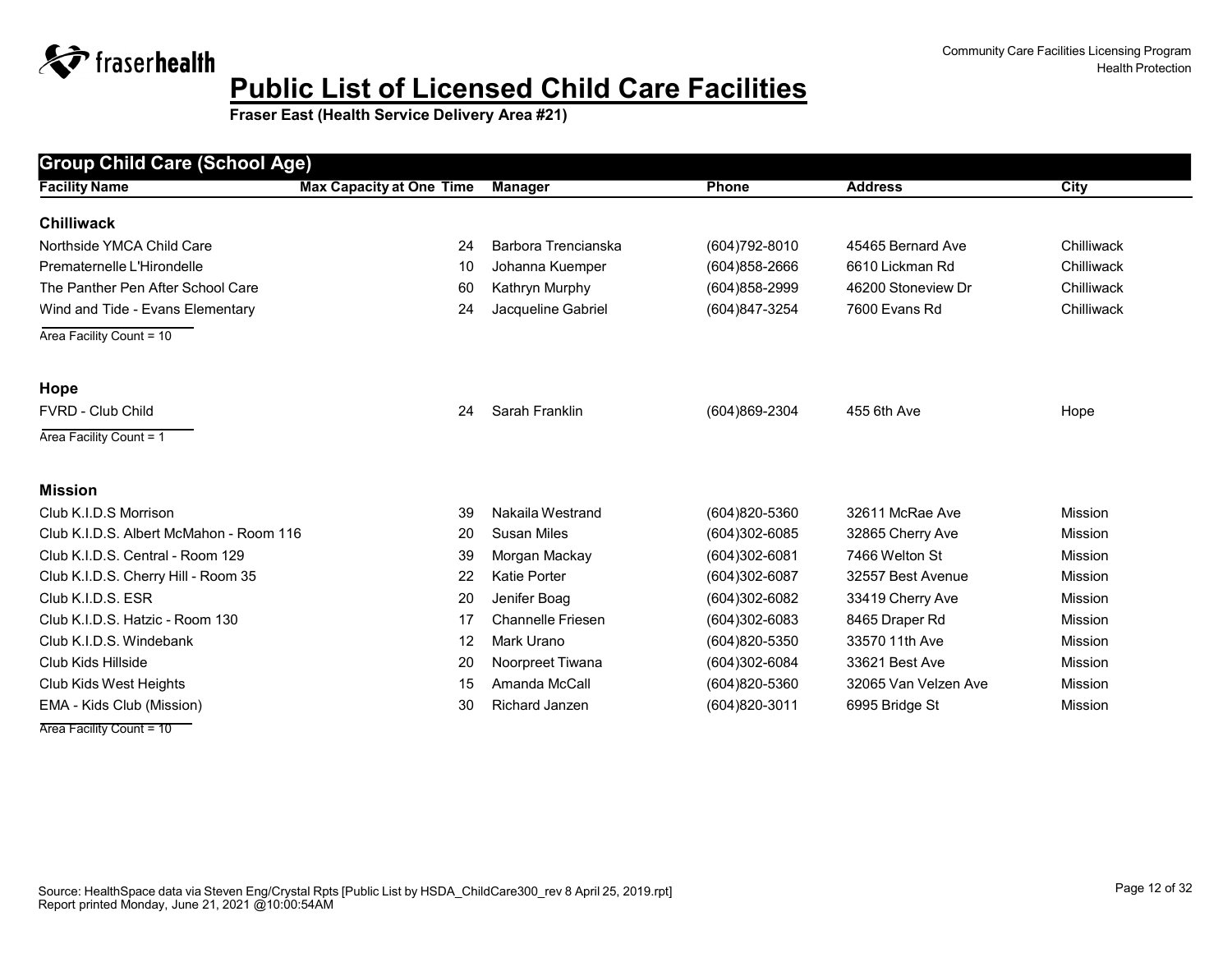# Public List of Licensed Child Care Facilities

**Fraser East (Health Service Delivery Area #21)**

## Group Child Care (School Age)

| Facility Name | Max Capacity at One Time | Manager | Phone | Address | City |
|---|---|---|---|---|---|
| **Chilliwack** | | | | | |
| Northside YMCA Child Care | 24 | Barbora Trencianska | (604)792-8010 | 45465 Bernard Ave | Chilliwack |
| Prematernelle L'Hirondelle | 10 | Johanna Kuemper | (604)858-2666 | 6610 Lickman Rd | Chilliwack |
| The Panther Pen After School Care | 60 | Kathryn Murphy | (604)858-2999 | 46200 Stoneview Dr | Chilliwack |
| Wind and Tide - Evans Elementary | 24 | Jacqueline Gabriel | (604)847-3254 | 7600 Evans Rd | Chilliwack |
| Area Facility Count = 10 | | | | | |
| **Hope** | | | | | |
| FVRD - Club Child | 24 | Sarah Franklin | (604)869-2304 | 455 6th Ave | Hope |
| Area Facility Count = 1 | | | | | |
| **Mission** | | | | | |
| Club K.I.D.S Morrison | 39 | Nakaila Westrand | (604)820-5360 | 32611 McRae Ave | Mission |
| Club K.I.D.S. Albert McMahon - Room 116 | 20 | Susan Miles | (604)302-6085 | 32865 Cherry Ave | Mission |
| Club K.I.D.S. Central - Room 129 | 39 | Morgan Mackay | (604)302-6081 | 7466 Welton St | Mission |
| Club K.I.D.S. Cherry Hill - Room 35 | 22 | Katie Porter | (604)302-6087 | 32557 Best Avenue | Mission |
| Club K.I.D.S. ESR | 20 | Jenifer Boag | (604)302-6082 | 33419 Cherry Ave | Mission |
| Club K.I.D.S. Hatzic - Room 130 | 17 | Channelle Friesen | (604)302-6083 | 8465 Draper Rd | Mission |
| Club K.I.D.S. Windebank | 12 | Mark Urano | (604)820-5350 | 33570 11th Ave | Mission |
| Club Kids Hillside | 20 | Noorpreet Tiwana | (604)302-6084 | 33621 Best Ave | Mission |
| Club Kids West Heights | 15 | Amanda McCall | (604)820-5360 | 32065 Van Velzen Ave | Mission |
| EMA - Kids Club (Mission) | 30 | Richard Janzen | (604)820-3011 | 6995 Bridge St | Mission |
| Area Facility Count = 10 | | | | | |

Source: HealthSpace data via Steven Eng/Crystal Rpts [Public List by HSDA_ChildCare300_rev 8 April 25, 2019.rpt]
Report printed Monday, June 21, 2021 @10:00:54AM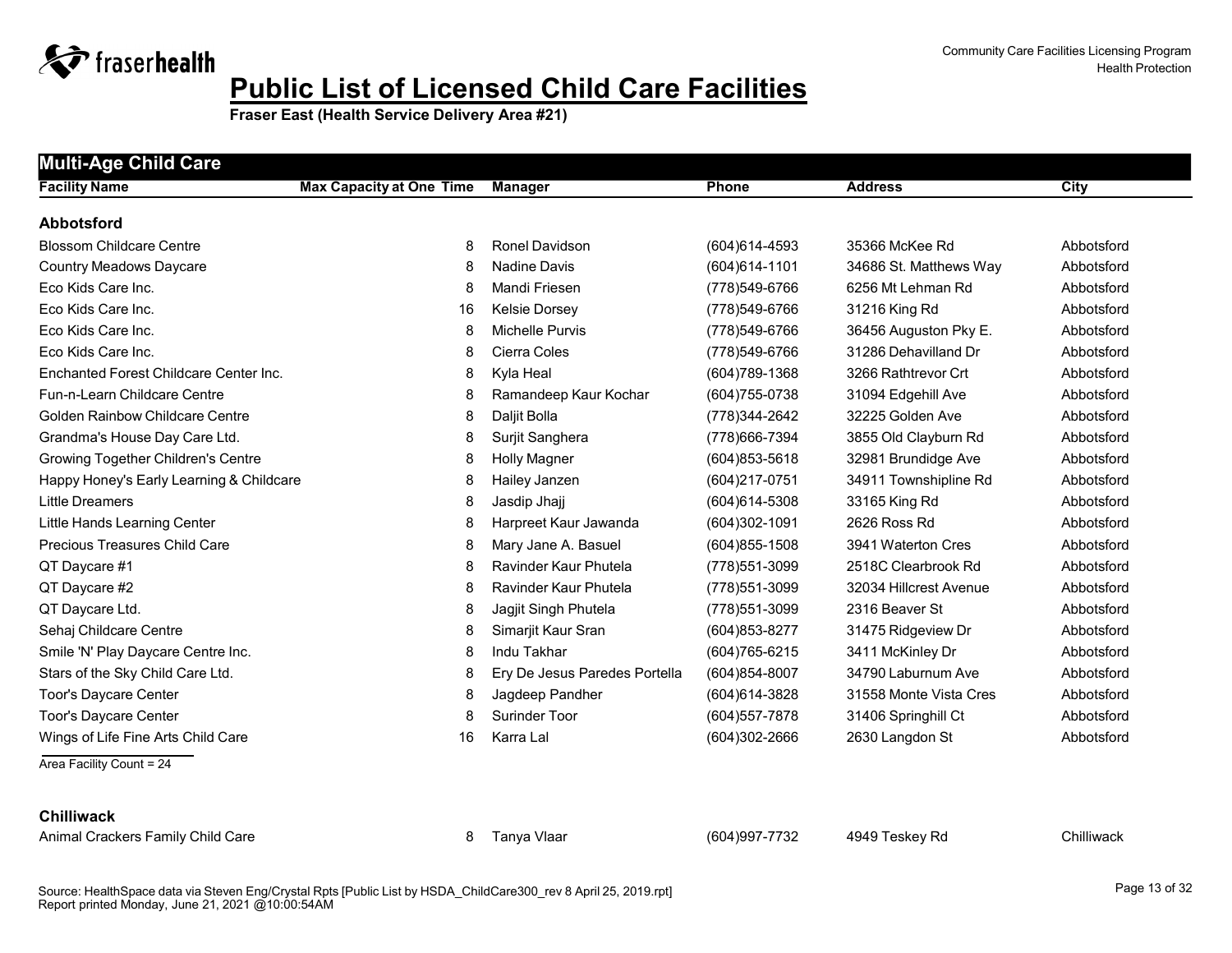# Public List of Licensed Child Care Facilities

**Fraser East (Health Service Delivery Area #21)**

## Multi-Age Child Care

| Facility Name | Max Capacity at One Time | Manager | Phone | Address | City |
|---|---|---|---|---|---|
| **Abbotsford** | | | | | |
| Blossom Childcare Centre | 8 | Ronel Davidson | (604)614-4593 | 35366 McKee Rd | Abbotsford |
| Country Meadows Daycare | 8 | Nadine Davis | (604)614-1101 | 34686 St. Matthews Way | Abbotsford |
| Eco Kids Care Inc. | 8 | Mandi Friesen | (778)549-6766 | 6256 Mt Lehman Rd | Abbotsford |
| Eco Kids Care Inc. | 16 | Kelsie Dorsey | (778)549-6766 | 31216 King Rd | Abbotsford |
| Eco Kids Care Inc. | 8 | Michelle Purvis | (778)549-6766 | 36456 Auguston Pky E. | Abbotsford |
| Eco Kids Care Inc. | 8 | Cierra Coles | (778)549-6766 | 31286 Dehavilland Dr | Abbotsford |
| Enchanted Forest Childcare Center Inc. | 8 | Kyla Heal | (604)789-1368 | 3266 Rathtrevor Crt | Abbotsford |
| Fun-n-Learn Childcare Centre | 8 | Ramandeep Kaur Kochar | (604)755-0738 | 31094 Edgehill Ave | Abbotsford |
| Golden Rainbow Childcare Centre | 8 | Daljit Bolla | (778)344-2642 | 32225 Golden Ave | Abbotsford |
| Grandma's House Day Care Ltd. | 8 | Surjit Sanghera | (778)666-7394 | 3855 Old Clayburn Rd | Abbotsford |
| Growing Together Children's Centre | 8 | Holly Magner | (604)853-5618 | 32981 Brundidge Ave | Abbotsford |
| Happy Honey's Early Learning & Childcare | 8 | Hailey Janzen | (604)217-0751 | 34911 Townshipline Rd | Abbotsford |
| Little Dreamers | 8 | Jasdip Jhajj | (604)614-5308 | 33165 King Rd | Abbotsford |
| Little Hands Learning Center | 8 | Harpreet Kaur Jawanda | (604)302-1091 | 2626 Ross Rd | Abbotsford |
| Precious Treasures Child Care | 8 | Mary Jane A. Basuel | (604)855-1508 | 3941 Waterton Cres | Abbotsford |
| QT Daycare #1 | 8 | Ravinder Kaur Phutela | (778)551-3099 | 2518C Clearbrook Rd | Abbotsford |
| QT Daycare #2 | 8 | Ravinder Kaur Phutela | (778)551-3099 | 32034 Hillcrest Avenue | Abbotsford |
| QT Daycare Ltd. | 8 | Jagjit Singh Phutela | (778)551-3099 | 2316 Beaver St | Abbotsford |
| Sehaj Childcare Centre | 8 | Simarjit Kaur Sran | (604)853-8277 | 31475 Ridgeview Dr | Abbotsford |
| Smile 'N' Play Daycare Centre Inc. | 8 | Indu Takhar | (604)765-6215 | 3411 McKinley Dr | Abbotsford |
| Stars of the Sky Child Care Ltd. | 8 | Ery De Jesus Paredes Portella | (604)854-8007 | 34790 Laburnum Ave | Abbotsford |
| Toor's Daycare Center | 8 | Jagdeep Pandher | (604)614-3828 | 31558 Monte Vista Cres | Abbotsford |
| Toor's Daycare Center | 8 | Surinder Toor | (604)557-7878 | 31406 Springhill Ct | Abbotsford |
| Wings of Life Fine Arts Child Care | 16 | Karra Lal | (604)302-2666 | 2630 Langdon St | Abbotsford |

Area Facility Count = 24

| Facility Name | Max Capacity at One Time | Manager | Phone | Address | City |
|---|---|---|---|---|---|
| **Chilliwack** | | | | | |
| Animal Crackers Family Child Care | 8 | Tanya Vlaar | (604)997-7732 | 4949 Teskey Rd | Chilliwack |

Source: HealthSpace data via Steven Eng/Crystal Rpts [Public List by HSDA_ChildCare300_rev 8 April 25, 2019.rpt]
Report printed Monday, June 21, 2021 @10:00:54AM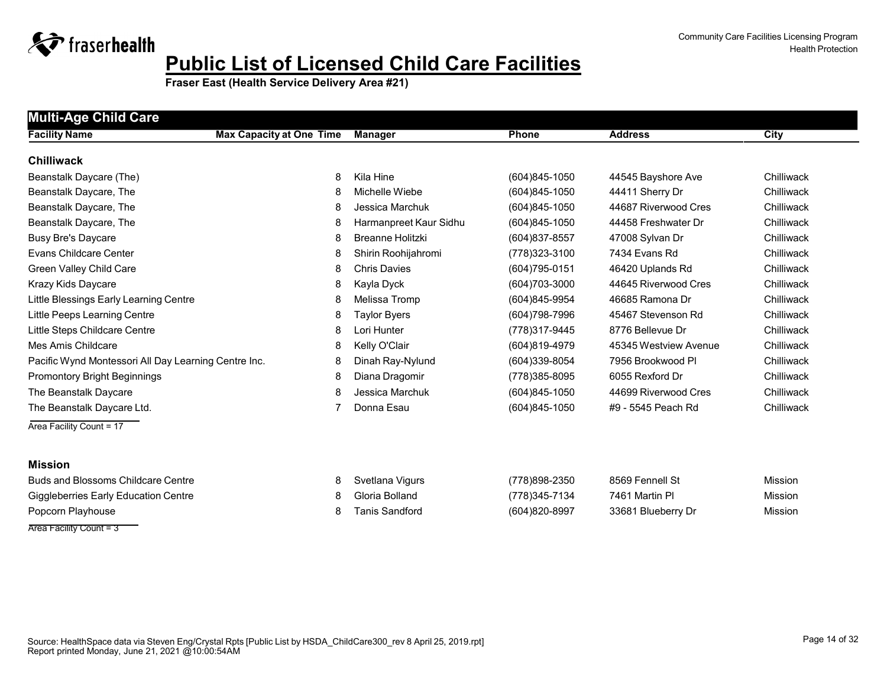# Public List of Licensed Child Care Facilities

**Fraser East (Health Service Delivery Area #21)**

## Multi-Age Child Care

| Facility Name | Max Capacity at One Time | Manager | Phone | Address | City |
|---|---|---|---|---|---|
| **Chilliwack** | | | | | |
| Beanstalk Daycare (The) | 8 | Kila Hine | (604)845-1050 | 44545 Bayshore Ave | Chilliwack |
| Beanstalk Daycare, The | 8 | Michelle Wiebe | (604)845-1050 | 44411 Sherry Dr | Chilliwack |
| Beanstalk Daycare, The | 8 | Jessica Marchuk | (604)845-1050 | 44687 Riverwood Cres | Chilliwack |
| Beanstalk Daycare, The | 8 | Harmanpreet Kaur Sidhu | (604)845-1050 | 44458 Freshwater Dr | Chilliwack |
| Busy Bre's Daycare | 8 | Breanne Holitzki | (604)837-8557 | 47008 Sylvan Dr | Chilliwack |
| Evans Childcare Center | 8 | Shirin Roohijahromi | (778)323-3100 | 7434 Evans Rd | Chilliwack |
| Green Valley Child Care | 8 | Chris Davies | (604)795-0151 | 46420 Uplands Rd | Chilliwack |
| Krazy Kids Daycare | 8 | Kayla Dyck | (604)703-3000 | 44645 Riverwood Cres | Chilliwack |
| Little Blessings Early Learning Centre | 8 | Melissa Tromp | (604)845-9954 | 46685 Ramona Dr | Chilliwack |
| Little Peeps Learning Centre | 8 | Taylor Byers | (604)798-7996 | 45467 Stevenson Rd | Chilliwack |
| Little Steps Childcare Centre | 8 | Lori Hunter | (778)317-9445 | 8776 Bellevue Dr | Chilliwack |
| Mes Amis Childcare | 8 | Kelly O'Clair | (604)819-4979 | 45345 Westview Avenue | Chilliwack |
| Pacific Wynd Montessori All Day Learning Centre Inc. | 8 | Dinah Ray-Nylund | (604)339-8054 | 7956 Brookwood Pl | Chilliwack |
| Promontory Bright Beginnings | 8 | Diana Dragomir | (778)385-8095 | 6055 Rexford Dr | Chilliwack |
| The Beanstalk Daycare | 8 | Jessica Marchuk | (604)845-1050 | 44699 Riverwood Cres | Chilliwack |
| The Beanstalk Daycare Ltd. | 7 | Donna Esau | (604)845-1050 | #9 - 5545 Peach Rd | Chilliwack |

Area Facility Count = 17

| Facility Name | Max Capacity at One Time | Manager | Phone | Address | City |
|---|---|---|---|---|---|
| **Mission** | | | | | |
| Buds and Blossoms Childcare Centre | 8 | Svetlana Vigurs | (778)898-2350 | 8569 Fennell St | Mission |
| Giggleberries Early Education Centre | 8 | Gloria Bolland | (778)345-7134 | 7461 Martin Pl | Mission |
| Popcorn Playhouse | 8 | Tanis Sandford | (604)820-8997 | 33681 Blueberry Dr | Mission |

Area Facility Count = 3

Source: HealthSpace data via Steven Eng/Crystal Rpts [Public List by HSDA_ChildCare300_rev 8 April 25, 2019.rpt]
Report printed Monday, June 21, 2021 @10:00:54AM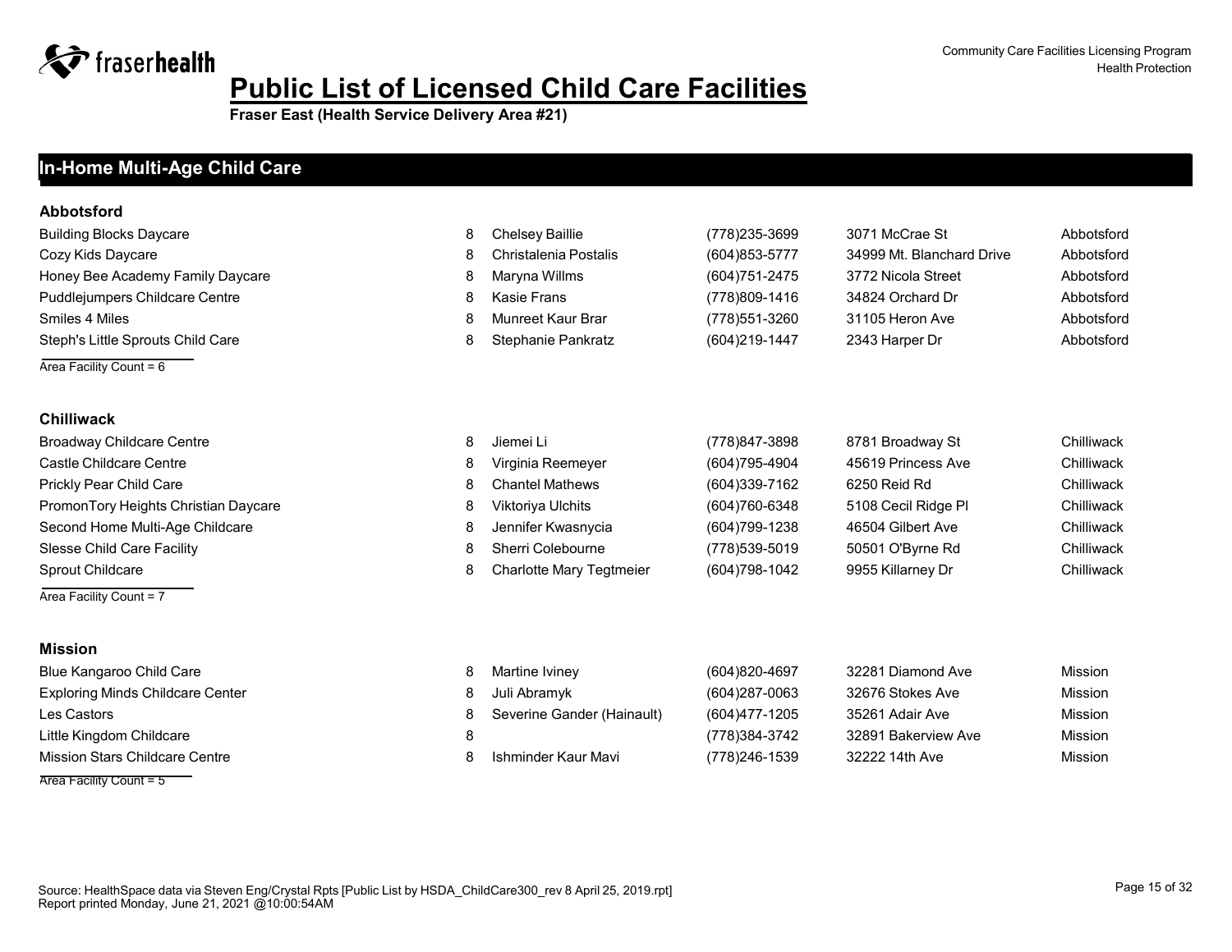# Public List of Licensed Child Care Facilities

**Fraser East (Health Service Delivery Area #21)**

## In-Home Multi-Age Child Care

### Abbotsford

| Facility | Capacity | Contact | Phone | Address | City |
|---|---|---|---|---|---|
| Building Blocks Daycare | 8 | Chelsey Baillie | (778)235-3699 | 3071 McCrae St | Abbotsford |
| Cozy Kids Daycare | 8 | Christalenia Postalis | (604)853-5777 | 34999 Mt. Blanchard Drive | Abbotsford |
| Honey Bee Academy Family Daycare | 8 | Maryna Willms | (604)751-2475 | 3772 Nicola Street | Abbotsford |
| Puddlejumpers Childcare Centre | 8 | Kasie Frans | (778)809-1416 | 34824 Orchard Dr | Abbotsford |
| Smiles 4 Miles | 8 | Munreet Kaur Brar | (778)551-3260 | 31105 Heron Ave | Abbotsford |
| Steph's Little Sprouts Child Care | 8 | Stephanie Pankratz | (604)219-1447 | 2343 Harper Dr | Abbotsford |

Area Facility Count = 6

### Chilliwack

| Facility | Capacity | Contact | Phone | Address | City |
|---|---|---|---|---|---|
| Broadway Childcare Centre | 8 | Jiemei Li | (778)847-3898 | 8781 Broadway St | Chilliwack |
| Castle Childcare Centre | 8 | Virginia Reemeyer | (604)795-4904 | 45619 Princess Ave | Chilliwack |
| Prickly Pear Child Care | 8 | Chantel Mathews | (604)339-7162 | 6250 Reid Rd | Chilliwack |
| PromonTory Heights Christian Daycare | 8 | Viktoriya Ulchits | (604)760-6348 | 5108 Cecil Ridge Pl | Chilliwack |
| Second Home Multi-Age Childcare | 8 | Jennifer Kwasnycia | (604)799-1238 | 46504 Gilbert Ave | Chilliwack |
| Slesse Child Care Facility | 8 | Sherri Colebourne | (778)539-5019 | 50501 O'Byrne Rd | Chilliwack |
| Sprout Childcare | 8 | Charlotte Mary Tegtmeier | (604)798-1042 | 9955 Killarney Dr | Chilliwack |

Area Facility Count = 7

### Mission

| Facility | Capacity | Contact | Phone | Address | City |
|---|---|---|---|---|---|
| Blue Kangaroo Child Care | 8 | Martine Iviney | (604)820-4697 | 32281 Diamond Ave | Mission |
| Exploring Minds Childcare Center | 8 | Juli Abramyk | (604)287-0063 | 32676 Stokes Ave | Mission |
| Les Castors | 8 | Severine Gander (Hainault) | (604)477-1205 | 35261 Adair Ave | Mission |
| Little Kingdom Childcare | 8 | | (778)384-3742 | 32891 Bakerview Ave | Mission |
| Mission Stars Childcare Centre | 8 | Ishminder Kaur Mavi | (778)246-1539 | 32222 14th Ave | Mission |

Area Facility Count = 5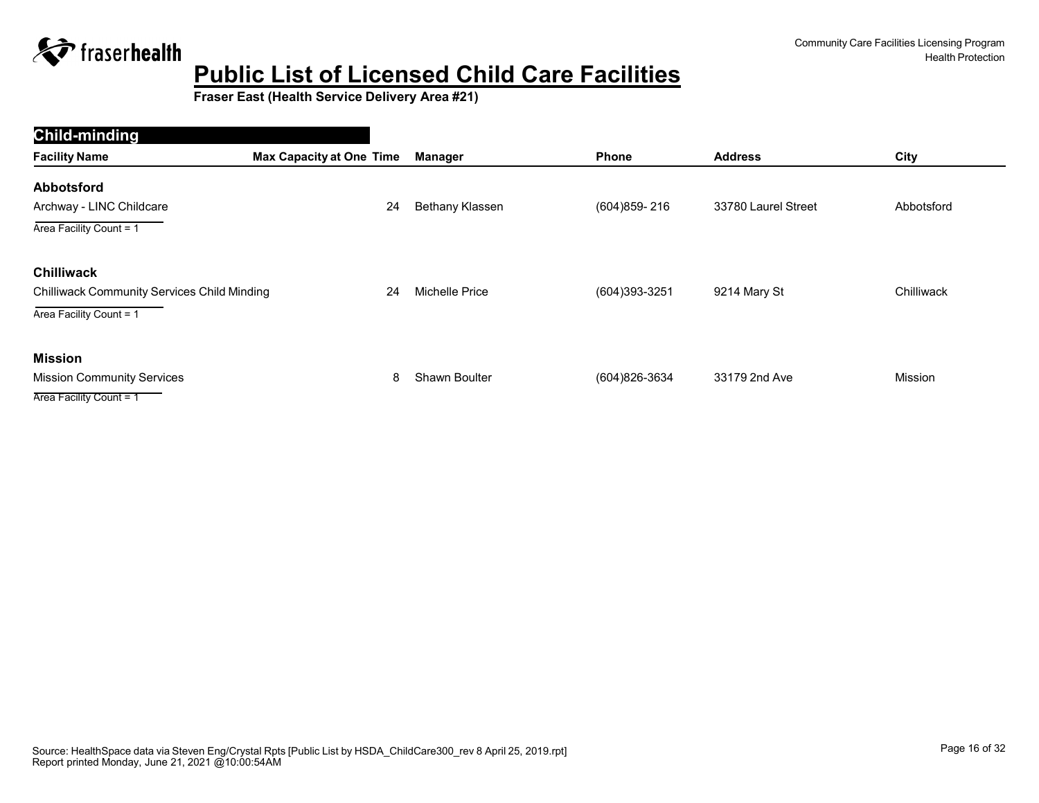# Public List of Licensed Child Care Facilities

**Fraser East (Health Service Delivery Area #21)**

## Child-minding

| Facility Name | Max Capacity at One Time | Manager | Phone | Address | City |
|---|---|---|---|---|---|
| **Abbotsford** | | | | | |
| Archway - LINC Childcare | 24 | Bethany Klassen | (604)859- 216 | 33780 Laurel Street | Abbotsford |
| Area Facility Count = 1 | | | | | |
| **Chilliwack** | | | | | |
| Chilliwack Community Services Child Minding | 24 | Michelle Price | (604)393-3251 | 9214 Mary St | Chilliwack |
| Area Facility Count = 1 | | | | | |
| **Mission** | | | | | |
| Mission Community Services | 8 | Shawn Boulter | (604)826-3634 | 33179 2nd Ave | Mission |
| Area Facility Count = 1 | | | | | |

Source: HealthSpace data via Steven Eng/Crystal Rpts [Public List by HSDA_ChildCare300_rev 8 April 25, 2019.rpt]
Report printed Monday, June 21, 2021 @10:00:54AM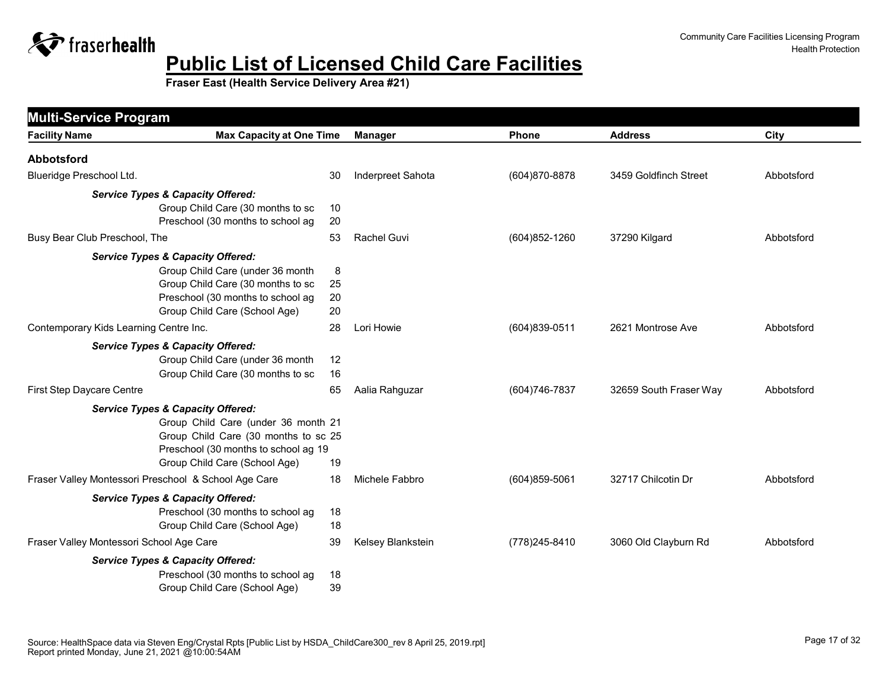# Public List of Licensed Child Care Facilities

**Fraser East (Health Service Delivery Area #21)**

## Multi-Service Program

| Facility Name | Max Capacity at One Time | Manager | Phone | Address | City |
|---|---|---|---|---|---|
| **Abbotsford** | | | | | |
| Blueridge Preschool Ltd. | 30 | Inderpreet Sahota | (604)870-8878 | 3459 Goldfinch Street | Abbotsford |
| *Service Types & Capacity Offered:* | | | | | |
| Group Child Care (30 months to sc | 10 | | | | |
| Preschool (30 months to school ag | 20 | | | | |
| Busy Bear Club Preschool, The | 53 | Rachel Guvi | (604)852-1260 | 37290 Kilgard | Abbotsford |
| *Service Types & Capacity Offered:* | | | | | |
| Group Child Care (under 36 month | 8 | | | | |
| Group Child Care (30 months to sc | 25 | | | | |
| Preschool (30 months to school ag | 20 | | | | |
| Group Child Care (School Age) | 20 | | | | |
| Contemporary Kids Learning Centre Inc. | 28 | Lori Howie | (604)839-0511 | 2621 Montrose Ave | Abbotsford |
| *Service Types & Capacity Offered:* | | | | | |
| Group Child Care (under 36 month | 12 | | | | |
| Group Child Care (30 months to sc | 16 | | | | |
| First Step Daycare Centre | 65 | Aalia Rahguzar | (604)746-7837 | 32659 South Fraser Way | Abbotsford |
| *Service Types & Capacity Offered:* | | | | | |
| Group Child Care (under 36 month | 21 | | | | |
| Group Child Care (30 months to sc | 25 | | | | |
| Preschool (30 months to school ag | 19 | | | | |
| Group Child Care (School Age) | 19 | | | | |
| Fraser Valley Montessori Preschool & School Age Care | 18 | Michele Fabbro | (604)859-5061 | 32717 Chilcotin Dr | Abbotsford |
| *Service Types & Capacity Offered:* | | | | | |
| Preschool (30 months to school ag | 18 | | | | |
| Group Child Care (School Age) | 18 | | | | |
| Fraser Valley Montessori School Age Care | 39 | Kelsey Blankstein | (778)245-8410 | 3060 Old Clayburn Rd | Abbotsford |
| *Service Types & Capacity Offered:* | | | | | |
| Preschool (30 months to school ag | 18 | | | | |
| Group Child Care (School Age) | 39 | | | | |

Source: HealthSpace data via Steven Eng/Crystal Rpts [Public List by HSDA_ChildCare300_rev 8 April 25, 2019.rpt]
Report printed Monday, June 21, 2021 @10:00:54AM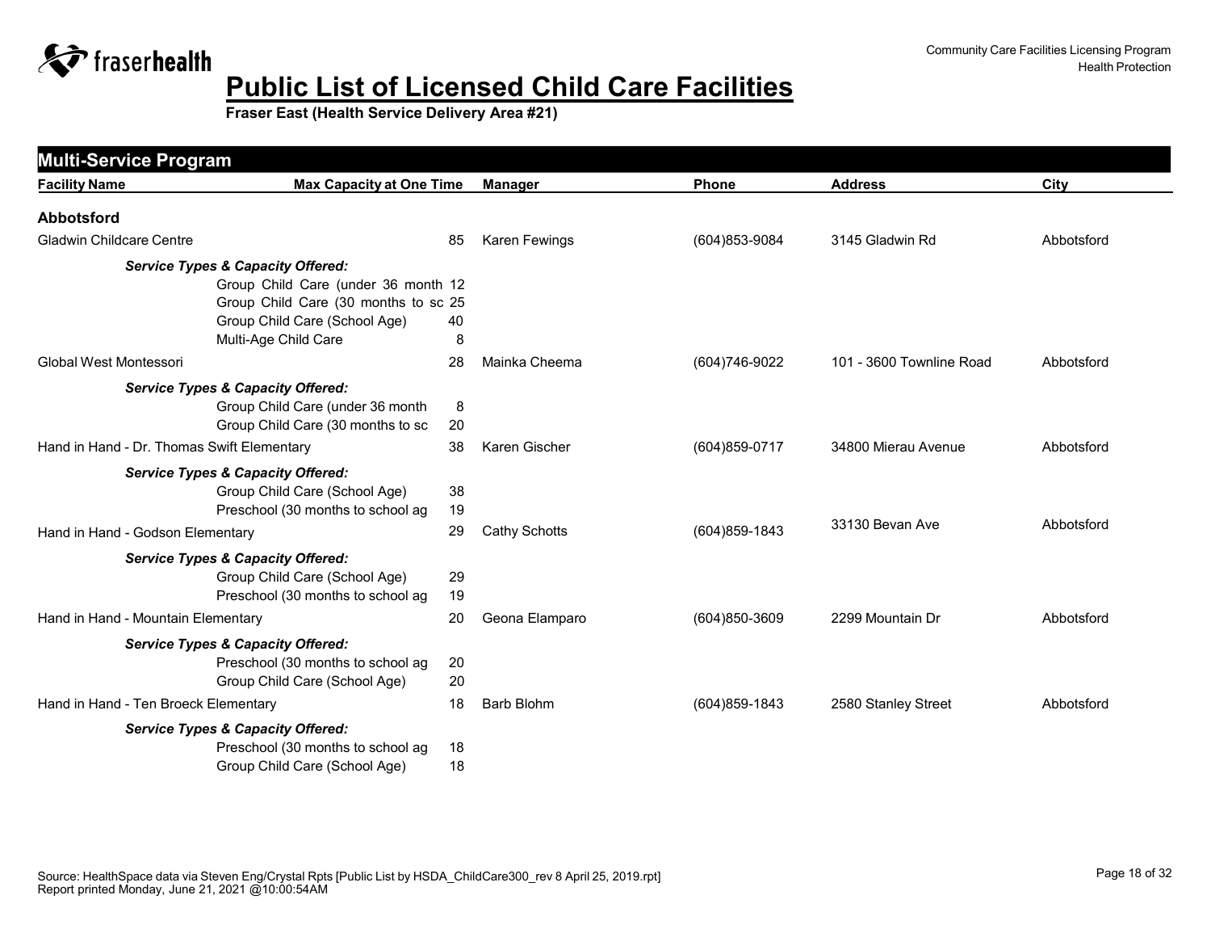# Public List of Licensed Child Care Facilities

**Fraser East (Health Service Delivery Area #21)**

## Multi-Service Program

| Facility Name | Max Capacity at One Time | Manager | Phone | Address | City |
|---|---|---|---|---|---|
| **Abbotsford** | | | | | |
| Gladwin Childcare Centre | 85 | Karen Fewings | (604)853-9084 | 3145 Gladwin Rd | Abbotsford |
| *Service Types & Capacity Offered:* | | | | | |
| Group Child Care (under 36 month | 12 | | | | |
| Group Child Care (30 months to sc | 25 | | | | |
| Group Child Care (School Age) | 40 | | | | |
| Multi-Age Child Care | 8 | | | | |
| Global West Montessori | 28 | Mainka Cheema | (604)746-9022 | 101 - 3600 Townline Road | Abbotsford |
| *Service Types & Capacity Offered:* | | | | | |
| Group Child Care (under 36 month | 8 | | | | |
| Group Child Care (30 months to sc | 20 | | | | |
| Hand in Hand - Dr. Thomas Swift Elementary | 38 | Karen Gischer | (604)859-0717 | 34800 Mierau Avenue | Abbotsford |
| *Service Types & Capacity Offered:* | | | | | |
| Group Child Care (School Age) | 38 | | | | |
| Preschool (30 months to school ag | 19 | | | | |
| Hand in Hand - Godson Elementary | 29 | Cathy Schotts | (604)859-1843 | 33130 Bevan Ave | Abbotsford |
| *Service Types & Capacity Offered:* | | | | | |
| Group Child Care (School Age) | 29 | | | | |
| Preschool (30 months to school ag | 19 | | | | |
| Hand in Hand - Mountain Elementary | 20 | Geona Elamparo | (604)850-3609 | 2299 Mountain Dr | Abbotsford |
| *Service Types & Capacity Offered:* | | | | | |
| Preschool (30 months to school ag | 20 | | | | |
| Group Child Care (School Age) | 20 | | | | |
| Hand in Hand - Ten Broeck Elementary | 18 | Barb Blohm | (604)859-1843 | 2580 Stanley Street | Abbotsford |
| *Service Types & Capacity Offered:* | | | | | |
| Preschool (30 months to school ag | 18 | | | | |
| Group Child Care (School Age) | 18 | | | | |

Source: HealthSpace data via Steven Eng/Crystal Rpts [Public List by HSDA_ChildCare300_rev 8 April 25, 2019.rpt]
Report printed Monday, June 21, 2021 @10:00:54AM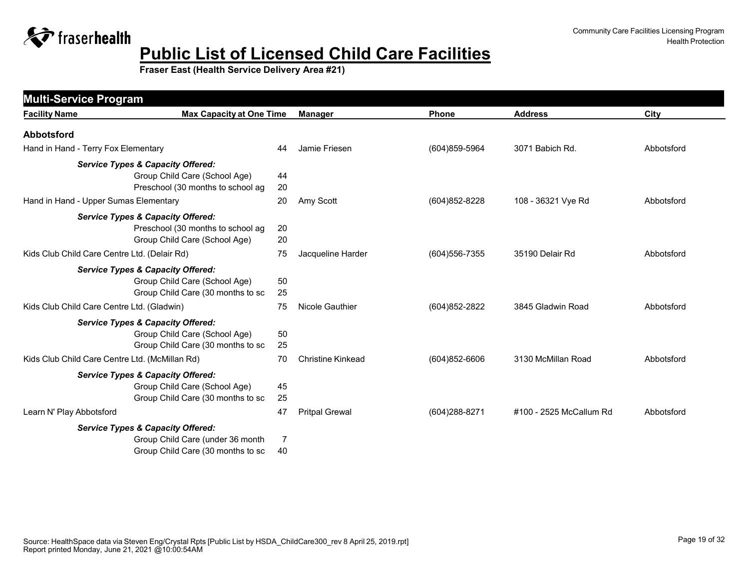# Public List of Licensed Child Care Facilities

**Fraser East (Health Service Delivery Area #21)**

## Multi-Service Program

| Facility Name | Max Capacity at One Time | Manager | Phone | Address | City |
|---|---|---|---|---|---|
| **Abbotsford** | | | | | |
| Hand in Hand - Terry Fox Elementary | 44 | Jamie Friesen | (604)859-5964 | 3071 Babich Rd. | Abbotsford |
| ***Service Types & Capacity Offered:*** | | | | | |
| Group Child Care (School Age) | 44 | | | | |
| Preschool (30 months to school ag | 20 | | | | |
| Hand in Hand - Upper Sumas Elementary | 20 | Amy Scott | (604)852-8228 | 108 - 36321 Vye Rd | Abbotsford |
| ***Service Types & Capacity Offered:*** | | | | | |
| Preschool (30 months to school ag | 20 | | | | |
| Group Child Care (School Age) | 20 | | | | |
| Kids Club Child Care Centre Ltd. (Delair Rd) | 75 | Jacqueline Harder | (604)556-7355 | 35190 Delair Rd | Abbotsford |
| ***Service Types & Capacity Offered:*** | | | | | |
| Group Child Care (School Age) | 50 | | | | |
| Group Child Care (30 months to sc | 25 | | | | |
| Kids Club Child Care Centre Ltd. (Gladwin) | 75 | Nicole Gauthier | (604)852-2822 | 3845 Gladwin Road | Abbotsford |
| ***Service Types & Capacity Offered:*** | | | | | |
| Group Child Care (School Age) | 50 | | | | |
| Group Child Care (30 months to sc | 25 | | | | |
| Kids Club Child Care Centre Ltd. (McMillan Rd) | 70 | Christine Kinkead | (604)852-6606 | 3130 McMillan Road | Abbotsford |
| ***Service Types & Capacity Offered:*** | | | | | |
| Group Child Care (School Age) | 45 | | | | |
| Group Child Care (30 months to sc | 25 | | | | |
| Learn N' Play Abbotsford | 47 | Pritpal Grewal | (604)288-8271 | #100 - 2525 McCallum Rd | Abbotsford |
| ***Service Types & Capacity Offered:*** | | | | | |
| Group Child Care (under 36 month | 7 | | | | |
| Group Child Care (30 months to sc | 40 | | | | |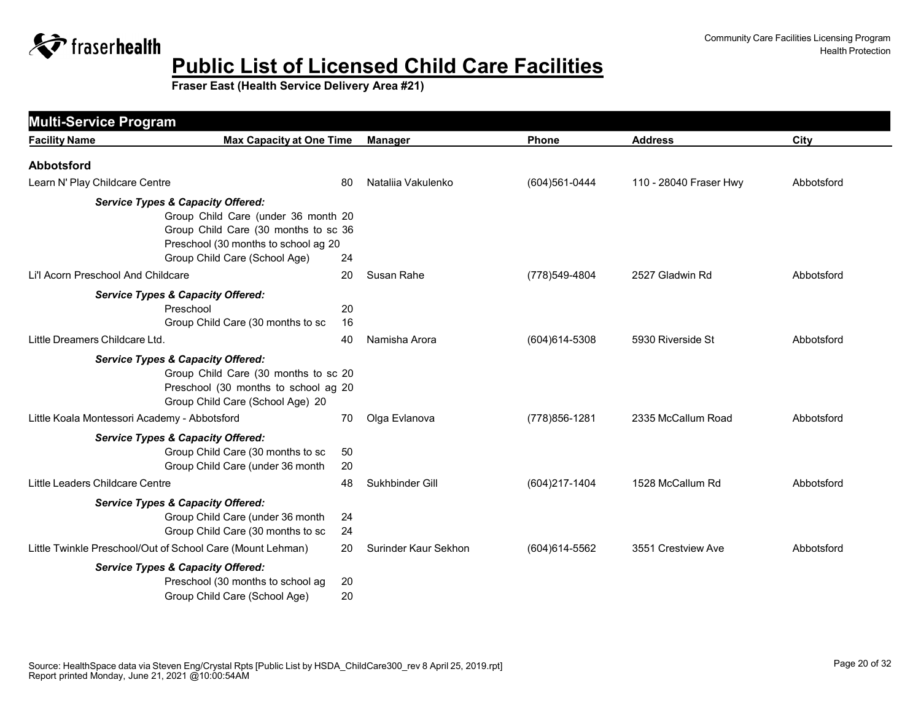# Public List of Licensed Child Care Facilities

**Fraser East (Health Service Delivery Area #21)**

## Multi-Service Program

| Facility Name | Max Capacity at One Time | Manager | Phone | Address | City |
|---|---|---|---|---|---|

### Abbotsford

| Facility Name | Max Capacity at One Time | Manager | Phone | Address | City |
|---|---|---|---|---|---|
| Learn N' Play Childcare Centre | 80 | Nataliia Vakulenko | (604)561-0444 | 110 - 28040 Fraser Hwy | Abbotsford |

***Service Types & Capacity Offered:***

- Group Child Care (under 36 month 20
- Group Child Care (30 months to sc 36
- Preschool (30 months to school ag 20
- Group Child Care (School Age) 24

| Facility Name | Max Capacity at One Time | Manager | Phone | Address | City |
|---|---|---|---|---|---|
| Li'l Acorn Preschool And Childcare | 20 | Susan Rahe | (778)549-4804 | 2527 Gladwin Rd | Abbotsford |

***Service Types & Capacity Offered:***

- Preschool 20
- Group Child Care (30 months to sc 16

| Facility Name | Max Capacity at One Time | Manager | Phone | Address | City |
|---|---|---|---|---|---|
| Little Dreamers Childcare Ltd. | 40 | Namisha Arora | (604)614-5308 | 5930 Riverside St | Abbotsford |

***Service Types & Capacity Offered:***

- Group Child Care (30 months to sc 20
- Preschool (30 months to school ag 20
- Group Child Care (School Age) 20

| Facility Name | Max Capacity at One Time | Manager | Phone | Address | City |
|---|---|---|---|---|---|
| Little Koala Montessori Academy - Abbotsford | 70 | Olga Evlanova | (778)856-1281 | 2335 McCallum Road | Abbotsford |

***Service Types & Capacity Offered:***

- Group Child Care (30 months to sc 50
- Group Child Care (under 36 month 20

| Facility Name | Max Capacity at One Time | Manager | Phone | Address | City |
|---|---|---|---|---|---|
| Little Leaders Childcare Centre | 48 | Sukhbinder Gill | (604)217-1404 | 1528 McCallum Rd | Abbotsford |

***Service Types & Capacity Offered:***

- Group Child Care (under 36 month 24
- Group Child Care (30 months to sc 24

| Facility Name | Max Capacity at One Time | Manager | Phone | Address | City |
|---|---|---|---|---|---|
| Little Twinkle Preschool/Out of School Care (Mount Lehman) | 20 | Surinder Kaur Sekhon | (604)614-5562 | 3551 Crestview Ave | Abbotsford |

***Service Types & Capacity Offered:***

- Preschool (30 months to school ag 20
- Group Child Care (School Age) 20

Source: HealthSpace data via Steven Eng/Crystal Rpts [Public List by HSDA_ChildCare300_rev 8 April 25, 2019.rpt]
Report printed Monday, June 21, 2021 @10:00:54AM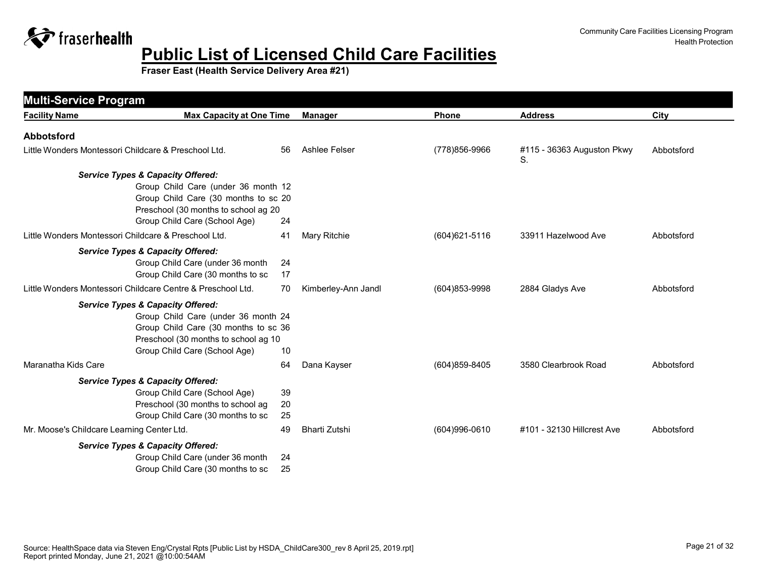# Public List of Licensed Child Care Facilities

**Fraser East (Health Service Delivery Area #21)**

Community Care Facilities Licensing Program
Health Protection

## Multi-Service Program

| Facility Name | Max Capacity at One Time | Manager | Phone | Address | City |
|---|---|---|---|---|---|
| **Abbotsford** | | | | | |
| Little Wonders Montessori Childcare & Preschool Ltd. | 56 | Ashlee Felser | (778)856-9966 | #115 - 36363 Auguston Pkwy S. | Abbotsford |
| ***Service Types & Capacity Offered:*** | | | | | |
| Group Child Care (under 36 month | 12 | | | | |
| Group Child Care (30 months to sc | 20 | | | | |
| Preschool (30 months to school ag | 20 | | | | |
| Group Child Care (School Age) | 24 | | | | |
| Little Wonders Montessori Childcare & Preschool Ltd. | 41 | Mary Ritchie | (604)621-5116 | 33911 Hazelwood Ave | Abbotsford |
| ***Service Types & Capacity Offered:*** | | | | | |
| Group Child Care (under 36 month | 24 | | | | |
| Group Child Care (30 months to sc | 17 | | | | |
| Little Wonders Montessori Childcare Centre & Preschool Ltd. | 70 | Kimberley-Ann Jandl | (604)853-9998 | 2884 Gladys Ave | Abbotsford |
| ***Service Types & Capacity Offered:*** | | | | | |
| Group Child Care (under 36 month | 24 | | | | |
| Group Child Care (30 months to sc | 36 | | | | |
| Preschool (30 months to school ag | 10 | | | | |
| Group Child Care (School Age) | 10 | | | | |
| Maranatha Kids Care | 64 | Dana Kayser | (604)859-8405 | 3580 Clearbrook Road | Abbotsford |
| ***Service Types & Capacity Offered:*** | | | | | |
| Group Child Care (School Age) | 39 | | | | |
| Preschool (30 months to school ag | 20 | | | | |
| Group Child Care (30 months to sc | 25 | | | | |
| Mr. Moose's Childcare Learning Center Ltd. | 49 | Bharti Zutshi | (604)996-0610 | #101 - 32130 Hillcrest Ave | Abbotsford |
| ***Service Types & Capacity Offered:*** | | | | | |
| Group Child Care (under 36 month | 24 | | | | |
| Group Child Care (30 months to sc | 25 | | | | |

Source: HealthSpace data via Steven Eng/Crystal Rpts [Public List by HSDA_ChildCare300_rev 8 April 25, 2019.rpt]
Report printed Monday, June 21, 2021 @10:00:54AM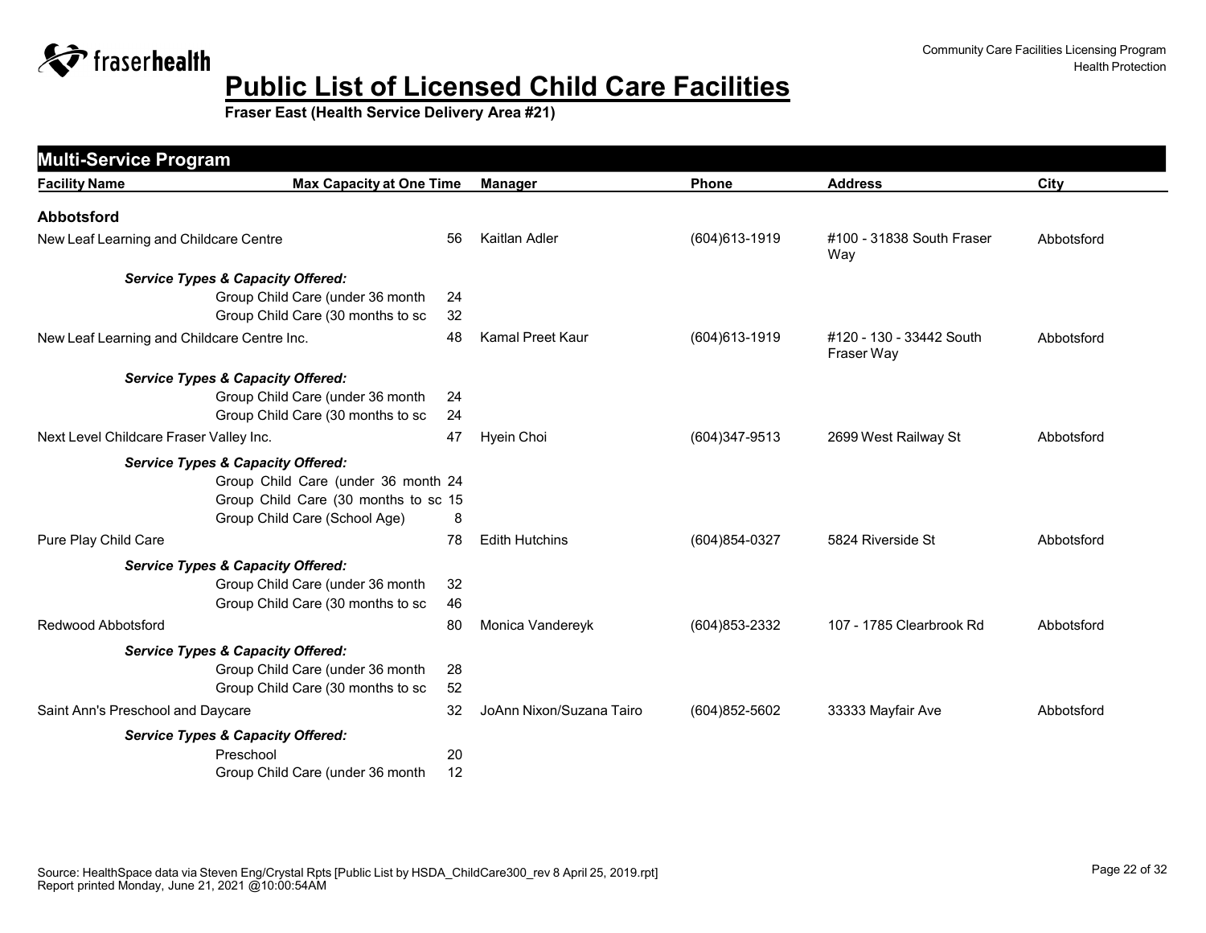# Public List of Licensed Child Care Facilities

**Fraser East (Health Service Delivery Area #21)**

## Multi-Service Program

| Facility Name | Max Capacity at One Time | Manager | Phone | Address | City |
|---|---|---|---|---|---|
| **Abbotsford** | | | | | |
| New Leaf Learning and Childcare Centre | 56 | Kaitlan Adler | (604)613-1919 | #100 - 31838 South Fraser Way | Abbotsford |
| ***Service Types & Capacity Offered:*** | | | | | |
| Group Child Care (under 36 month | 24 | | | | |
| Group Child Care (30 months to sc | 32 | | | | |
| New Leaf Learning and Childcare Centre Inc. | 48 | Kamal Preet Kaur | (604)613-1919 | #120 - 130 - 33442 South Fraser Way | Abbotsford |
| ***Service Types & Capacity Offered:*** | | | | | |
| Group Child Care (under 36 month | 24 | | | | |
| Group Child Care (30 months to sc | 24 | | | | |
| Next Level Childcare Fraser Valley Inc. | 47 | Hyein Choi | (604)347-9513 | 2699 West Railway St | Abbotsford |
| ***Service Types & Capacity Offered:*** | | | | | |
| Group Child Care (under 36 month | 24 | | | | |
| Group Child Care (30 months to sc | 15 | | | | |
| Group Child Care (School Age) | 8 | | | | |
| Pure Play Child Care | 78 | Edith Hutchins | (604)854-0327 | 5824 Riverside St | Abbotsford |
| ***Service Types & Capacity Offered:*** | | | | | |
| Group Child Care (under 36 month | 32 | | | | |
| Group Child Care (30 months to sc | 46 | | | | |
| Redwood Abbotsford | 80 | Monica Vandereyk | (604)853-2332 | 107 - 1785 Clearbrook Rd | Abbotsford |
| ***Service Types & Capacity Offered:*** | | | | | |
| Group Child Care (under 36 month | 28 | | | | |
| Group Child Care (30 months to sc | 52 | | | | |
| Saint Ann's Preschool and Daycare | 32 | JoAnn Nixon/Suzana Tairo | (604)852-5602 | 33333 Mayfair Ave | Abbotsford |
| ***Service Types & Capacity Offered:*** | | | | | |
| Preschool | 20 | | | | |
| Group Child Care (under 36 month | 12 | | | | |

Source: HealthSpace data via Steven Eng/Crystal Rpts [Public List by HSDA_ChildCare300_rev 8 April 25, 2019.rpt]
Report printed Monday, June 21, 2021 @10:00:54AM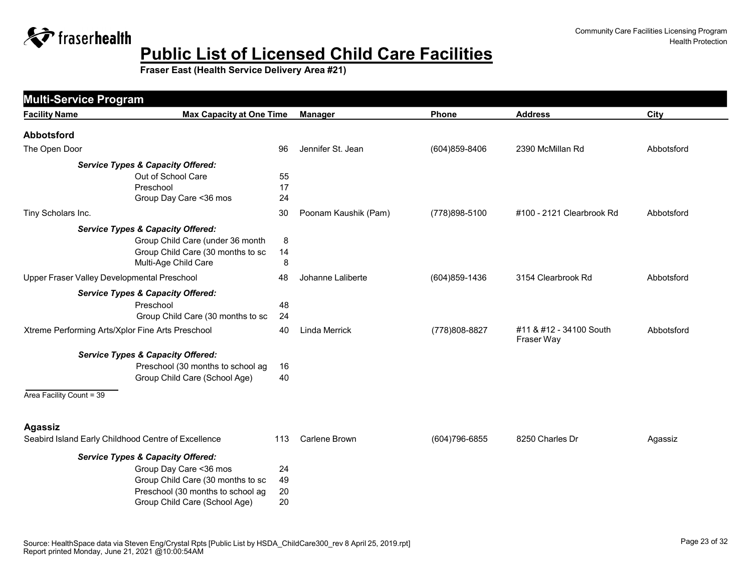# Public List of Licensed Child Care Facilities

**Fraser East (Health Service Delivery Area #21)**

Community Care Facilities Licensing Program
Health Protection

## Multi-Service Program

| Facility Name | Max Capacity at One Time | Manager | Phone | Address | City |
|---|---|---|---|---|---|
| **Abbotsford** | | | | | |
| The Open Door | 96 | Jennifer St. Jean | (604)859-8406 | 2390 McMillan Rd | Abbotsford |
| ***Service Types & Capacity Offered:*** | | | | | |
| Out of School Care | 55 | | | | |
| Preschool | 17 | | | | |
| Group Day Care <36 mos | 24 | | | | |
| Tiny Scholars Inc. | 30 | Poonam Kaushik (Pam) | (778)898-5100 | #100 - 2121 Clearbrook Rd | Abbotsford |
| ***Service Types & Capacity Offered:*** | | | | | |
| Group Child Care (under 36 month | 8 | | | | |
| Group Child Care (30 months to sc | 14 | | | | |
| Multi-Age Child Care | 8 | | | | |
| Upper Fraser Valley Developmental Preschool | 48 | Johanne Laliberte | (604)859-1436 | 3154 Clearbrook Rd | Abbotsford |
| ***Service Types & Capacity Offered:*** | | | | | |
| Preschool | 48 | | | | |
| Group Child Care (30 months to sc | 24 | | | | |
| Xtreme Performing Arts/Xplor Fine Arts Preschool | 40 | Linda Merrick | (778)808-8827 | #11 & #12 - 34100 South Fraser Way | Abbotsford |
| ***Service Types & Capacity Offered:*** | | | | | |
| Preschool (30 months to school ag | 16 | | | | |
| Group Child Care (School Age) | 40 | | | | |

Area Facility Count = 39

| Facility Name | Max Capacity at One Time | Manager | Phone | Address | City |
|---|---|---|---|---|---|
| **Agassiz** | | | | | |
| Seabird Island Early Childhood Centre of Excellence | 113 | Carlene Brown | (604)796-6855 | 8250 Charles Dr | Agassiz |
| ***Service Types & Capacity Offered:*** | | | | | |
| Group Day Care <36 mos | 24 | | | | |
| Group Child Care (30 months to sc | 49 | | | | |
| Preschool (30 months to school ag | 20 | | | | |
| Group Child Care (School Age) | 20 | | | | |

Source: HealthSpace data via Steven Eng/Crystal Rpts [Public List by HSDA_ChildCare300_rev 8 April 25, 2019.rpt]
Report printed Monday, June 21, 2021 @10:00:54AM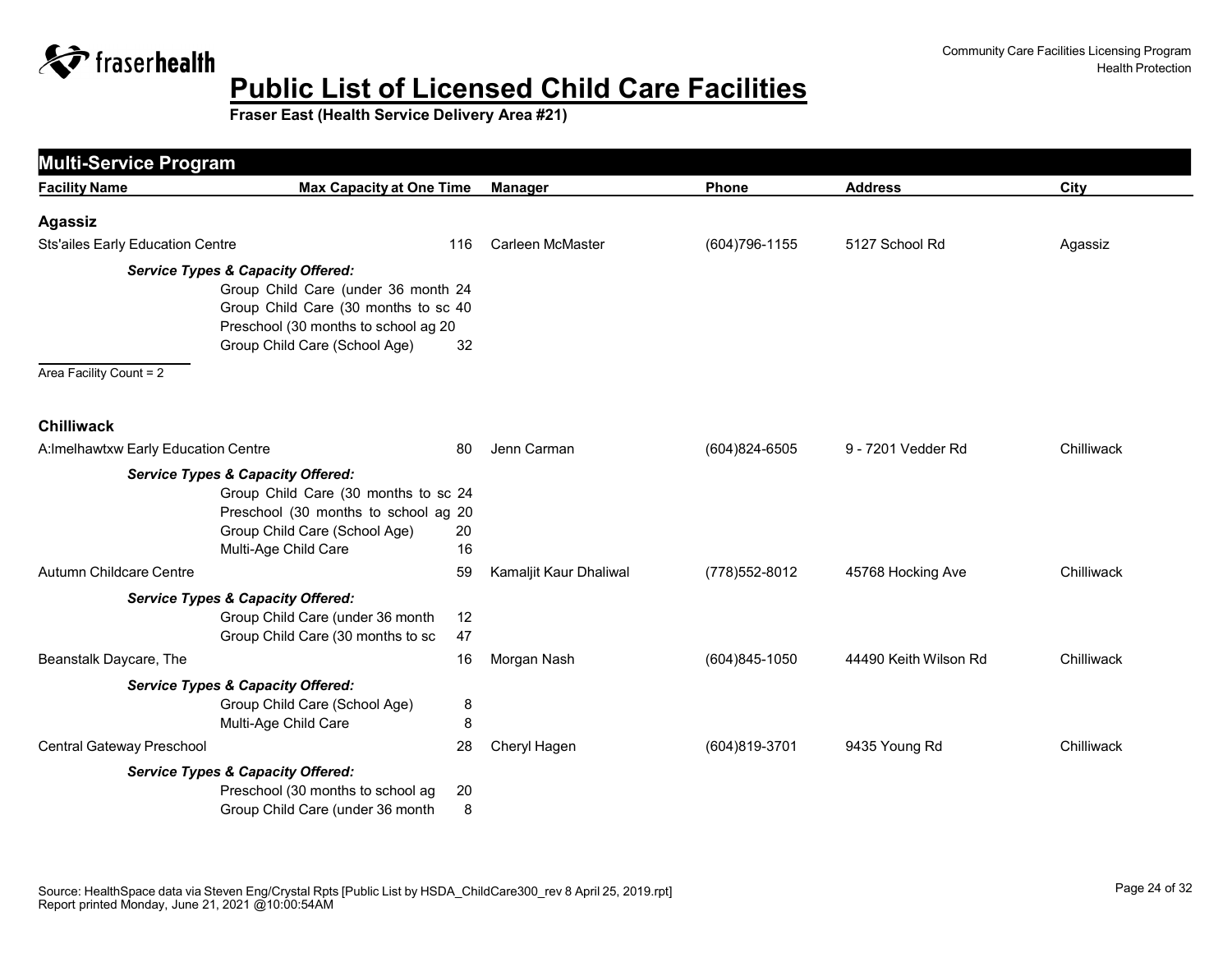# Public List of Licensed Child Care Facilities

**Fraser East (Health Service Delivery Area #21)**

Community Care Facilities Licensing Program
Health Protection

## Multi-Service Program

| Facility Name | Max Capacity at One Time | Manager | Phone | Address | City |
|---|---|---|---|---|---|

### Agassiz

| Facility Name | Max Capacity at One Time | Manager | Phone | Address | City |
|---|---|---|---|---|---|
| Sts'ailes Early Education Centre | 116 | Carleen McMaster | (604)796-1155 | 5127 School Rd | Agassiz |

***Service Types & Capacity Offered:***

| Service Type | Capacity |
|---|---|
| Group Child Care (under 36 month | 24 |
| Group Child Care (30 months to sc | 40 |
| Preschool (30 months to school ag | 20 |
| Group Child Care (School Age) | 32 |

Area Facility Count = 2

### Chilliwack

| Facility Name | Max Capacity at One Time | Manager | Phone | Address | City |
|---|---|---|---|---|---|
| A:lmelhawtxw Early Education Centre | 80 | Jenn Carman | (604)824-6505 | 9 - 7201 Vedder Rd | Chilliwack |

***Service Types & Capacity Offered:***

| Service Type | Capacity |
|---|---|
| Group Child Care (30 months to sc | 24 |
| Preschool (30 months to school ag | 20 |
| Group Child Care (School Age) | 20 |
| Multi-Age Child Care | 16 |

| Facility Name | Max Capacity at One Time | Manager | Phone | Address | City |
|---|---|---|---|---|---|
| Autumn Childcare Centre | 59 | Kamaljit Kaur Dhaliwal | (778)552-8012 | 45768 Hocking Ave | Chilliwack |

***Service Types & Capacity Offered:***

| Service Type | Capacity |
|---|---|
| Group Child Care (under 36 month | 12 |
| Group Child Care (30 months to sc | 47 |

| Facility Name | Max Capacity at One Time | Manager | Phone | Address | City |
|---|---|---|---|---|---|
| Beanstalk Daycare, The | 16 | Morgan Nash | (604)845-1050 | 44490 Keith Wilson Rd | Chilliwack |

***Service Types & Capacity Offered:***

| Service Type | Capacity |
|---|---|
| Group Child Care (School Age) | 8 |
| Multi-Age Child Care | 8 |

| Facility Name | Max Capacity at One Time | Manager | Phone | Address | City |
|---|---|---|---|---|---|
| Central Gateway Preschool | 28 | Cheryl Hagen | (604)819-3701 | 9435 Young Rd | Chilliwack |

***Service Types & Capacity Offered:***

| Service Type | Capacity |
|---|---|
| Preschool (30 months to school ag | 20 |
| Group Child Care (under 36 month | 8 |

Source: HealthSpace data via Steven Eng/Crystal Rpts [Public List by HSDA_ChildCare300_rev 8 April 25, 2019.rpt]
Report printed Monday, June 21, 2021 @10:00:54AM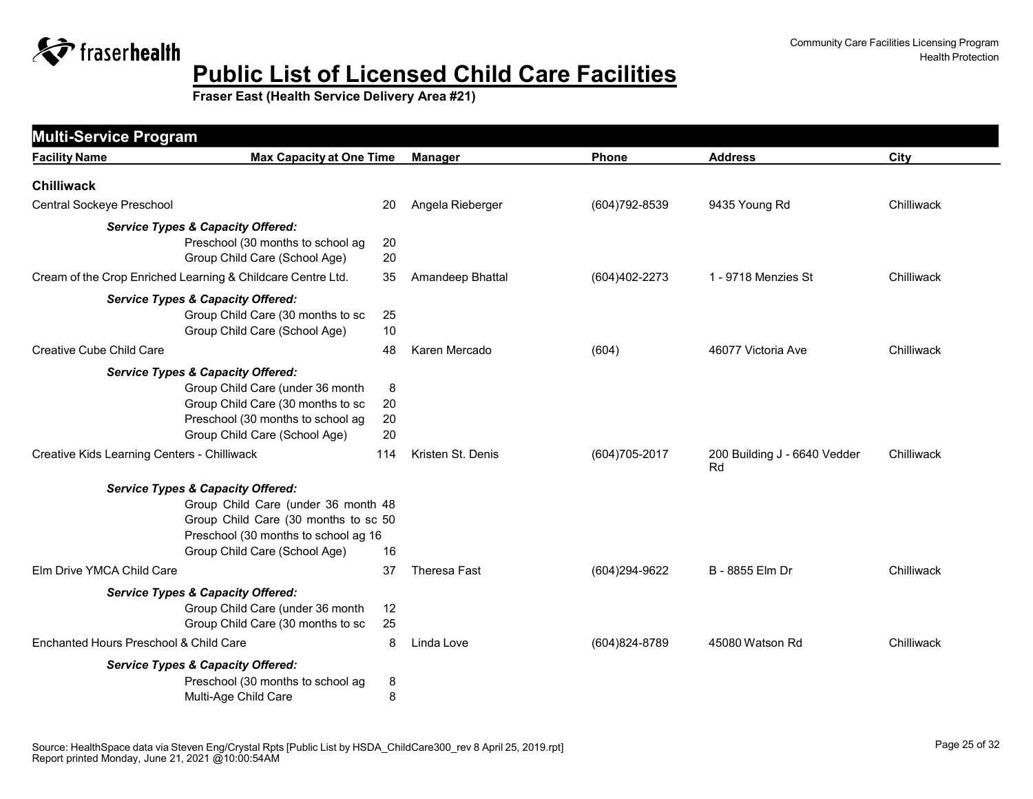# Public List of Licensed Child Care Facilities

**Fraser East (Health Service Delivery Area #21)**

## Multi-Service Program

| Facility Name | Max Capacity at One Time | Manager | Phone | Address | City |
|---|---|---|---|---|---|
| **Chilliwack** | | | | | |
| Central Sockeye Preschool | 20 | Angela Rieberger | (604)792-8539 | 9435 Young Rd | Chilliwack |
| ***Service Types & Capacity Offered:*** | | | | | |
| Preschool (30 months to school ag | 20 | | | | |
| Group Child Care (School Age) | 20 | | | | |
| Cream of the Crop Enriched Learning & Childcare Centre Ltd. | 35 | Amandeep Bhattal | (604)402-2273 | 1 - 9718 Menzies St | Chilliwack |
| ***Service Types & Capacity Offered:*** | | | | | |
| Group Child Care (30 months to sc | 25 | | | | |
| Group Child Care (School Age) | 10 | | | | |
| Creative Cube Child Care | 48 | Karen Mercado | (604) | 46077 Victoria Ave | Chilliwack |
| ***Service Types & Capacity Offered:*** | | | | | |
| Group Child Care (under 36 month | 8 | | | | |
| Group Child Care (30 months to sc | 20 | | | | |
| Preschool (30 months to school ag | 20 | | | | |
| Group Child Care (School Age) | 20 | | | | |
| Creative Kids Learning Centers - Chilliwack | 114 | Kristen St. Denis | (604)705-2017 | 200 Building J - 6640 Vedder Rd | Chilliwack |
| ***Service Types & Capacity Offered:*** | | | | | |
| Group Child Care (under 36 month | 48 | | | | |
| Group Child Care (30 months to sc | 50 | | | | |
| Preschool (30 months to school ag | 16 | | | | |
| Group Child Care (School Age) | 16 | | | | |
| Elm Drive YMCA Child Care | 37 | Theresa Fast | (604)294-9622 | B - 8855 Elm Dr | Chilliwack |
| ***Service Types & Capacity Offered:*** | | | | | |
| Group Child Care (under 36 month | 12 | | | | |
| Group Child Care (30 months to sc | 25 | | | | |
| Enchanted Hours Preschool & Child Care | 8 | Linda Love | (604)824-8789 | 45080 Watson Rd | Chilliwack |
| ***Service Types & Capacity Offered:*** | | | | | |
| Preschool (30 months to school ag | 8 | | | | |
| Multi-Age Child Care | 8 | | | | |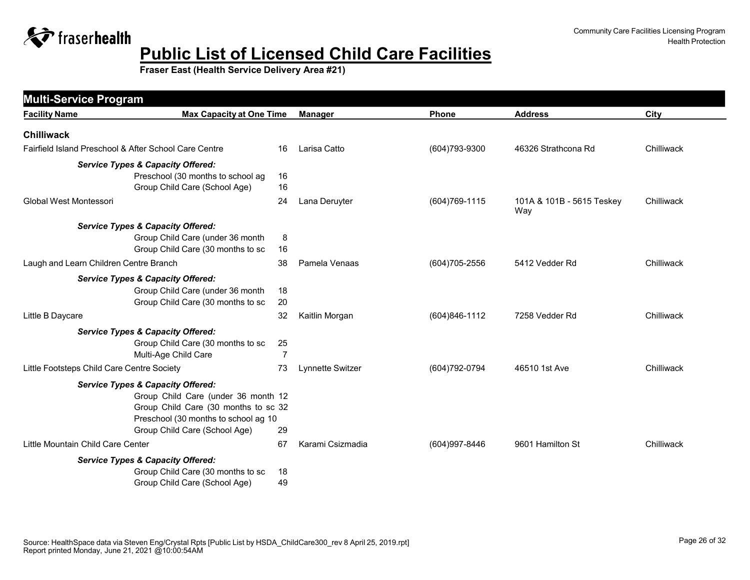# Public List of Licensed Child Care Facilities

**Fraser East (Health Service Delivery Area #21)**

Community Care Facilities Licensing Program
Health Protection

## Multi-Service Program

| Facility Name | Max Capacity at One Time | Manager | Phone | Address | City |
|---|---|---|---|---|---|
| **Chilliwack** | | | | | |
| Fairfield Island Preschool & After School Care Centre | 16 | Larisa Catto | (604)793-9300 | 46326 Strathcona Rd | Chilliwack |
| *Service Types & Capacity Offered:* | | | | | |
| Preschool (30 months to school ag | 16 | | | | |
| Group Child Care (School Age) | 16 | | | | |
| Global West Montessori | 24 | Lana Deruyter | (604)769-1115 | 101A & 101B - 5615 Teskey Way | Chilliwack |
| *Service Types & Capacity Offered:* | | | | | |
| Group Child Care (under 36 month | 8 | | | | |
| Group Child Care (30 months to sc | 16 | | | | |
| Laugh and Learn Children Centre Branch | 38 | Pamela Venaas | (604)705-2556 | 5412 Vedder Rd | Chilliwack |
| *Service Types & Capacity Offered:* | | | | | |
| Group Child Care (under 36 month | 18 | | | | |
| Group Child Care (30 months to sc | 20 | | | | |
| Little B Daycare | 32 | Kaitlin Morgan | (604)846-1112 | 7258 Vedder Rd | Chilliwack |
| *Service Types & Capacity Offered:* | | | | | |
| Group Child Care (30 months to sc | 25 | | | | |
| Multi-Age Child Care | 7 | | | | |
| Little Footsteps Child Care Centre Society | 73 | Lynnette Switzer | (604)792-0794 | 46510 1st Ave | Chilliwack |
| *Service Types & Capacity Offered:* | | | | | |
| Group Child Care (under 36 month | 12 | | | | |
| Group Child Care (30 months to sc | 32 | | | | |
| Preschool (30 months to school ag | 10 | | | | |
| Group Child Care (School Age) | 29 | | | | |
| Little Mountain Child Care Center | 67 | Karami Csizmadia | (604)997-8446 | 9601 Hamilton St | Chilliwack |
| *Service Types & Capacity Offered:* | | | | | |
| Group Child Care (30 months to sc | 18 | | | | |
| Group Child Care (School Age) | 49 | | | | |

Source: HealthSpace data via Steven Eng/Crystal Rpts [Public List by HSDA_ChildCare300_rev 8 April 25, 2019.rpt]
Report printed Monday, June 21, 2021 @10:00:54AM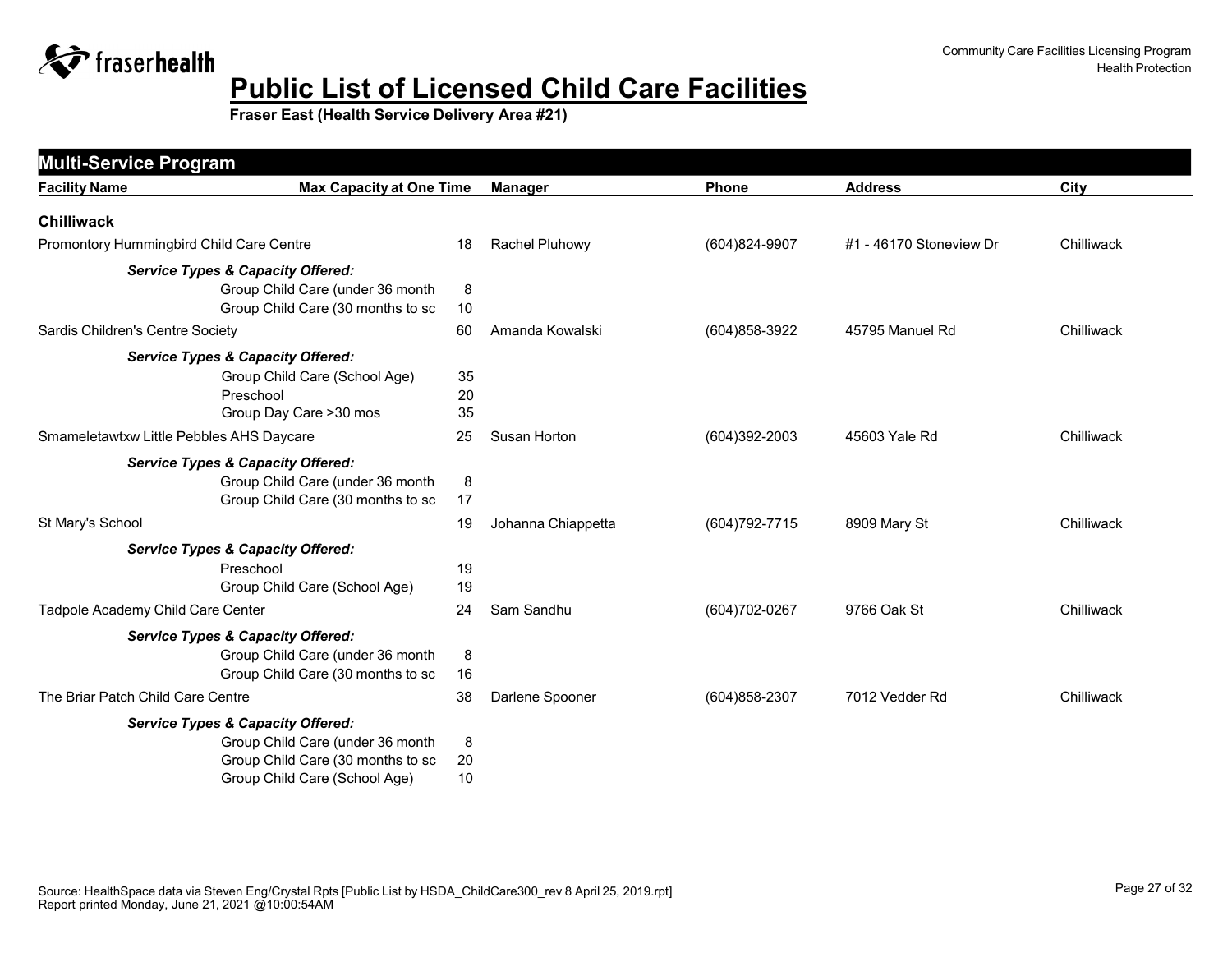# Public List of Licensed Child Care Facilities

**Fraser East (Health Service Delivery Area #21)**

## Multi-Service Program

| Facility Name | Max Capacity at One Time | Manager | Phone | Address | City |
|---|---|---|---|---|---|
| **Chilliwack** | | | | | |
| Promontory Hummingbird Child Care Centre | 18 | Rachel Pluhowy | (604)824-9907 | #1 - 46170 Stoneview Dr | Chilliwack |
| ***Service Types & Capacity Offered:*** | | | | | |
| Group Child Care (under 36 month | 8 | | | | |
| Group Child Care (30 months to sc | 10 | | | | |
| Sardis Children's Centre Society | 60 | Amanda Kowalski | (604)858-3922 | 45795 Manuel Rd | Chilliwack |
| ***Service Types & Capacity Offered:*** | | | | | |
| Group Child Care (School Age) | 35 | | | | |
| Preschool | 20 | | | | |
| Group Day Care >30 mos | 35 | | | | |
| Smameletawtxw Little Pebbles AHS Daycare | 25 | Susan Horton | (604)392-2003 | 45603 Yale Rd | Chilliwack |
| ***Service Types & Capacity Offered:*** | | | | | |
| Group Child Care (under 36 month | 8 | | | | |
| Group Child Care (30 months to sc | 17 | | | | |
| St Mary's School | 19 | Johanna Chiappetta | (604)792-7715 | 8909 Mary St | Chilliwack |
| ***Service Types & Capacity Offered:*** | | | | | |
| Preschool | 19 | | | | |
| Group Child Care (School Age) | 19 | | | | |
| Tadpole Academy Child Care Center | 24 | Sam Sandhu | (604)702-0267 | 9766 Oak St | Chilliwack |
| ***Service Types & Capacity Offered:*** | | | | | |
| Group Child Care (under 36 month | 8 | | | | |
| Group Child Care (30 months to sc | 16 | | | | |
| The Briar Patch Child Care Centre | 38 | Darlene Spooner | (604)858-2307 | 7012 Vedder Rd | Chilliwack |
| ***Service Types & Capacity Offered:*** | | | | | |
| Group Child Care (under 36 month | 8 | | | | |
| Group Child Care (30 months to sc | 20 | | | | |
| Group Child Care (School Age) | 10 | | | | |

Source: HealthSpace data via Steven Eng/Crystal Rpts [Public List by HSDA_ChildCare300_rev 8 April 25, 2019.rpt]
Report printed Monday, June 21, 2021 @10:00:54AM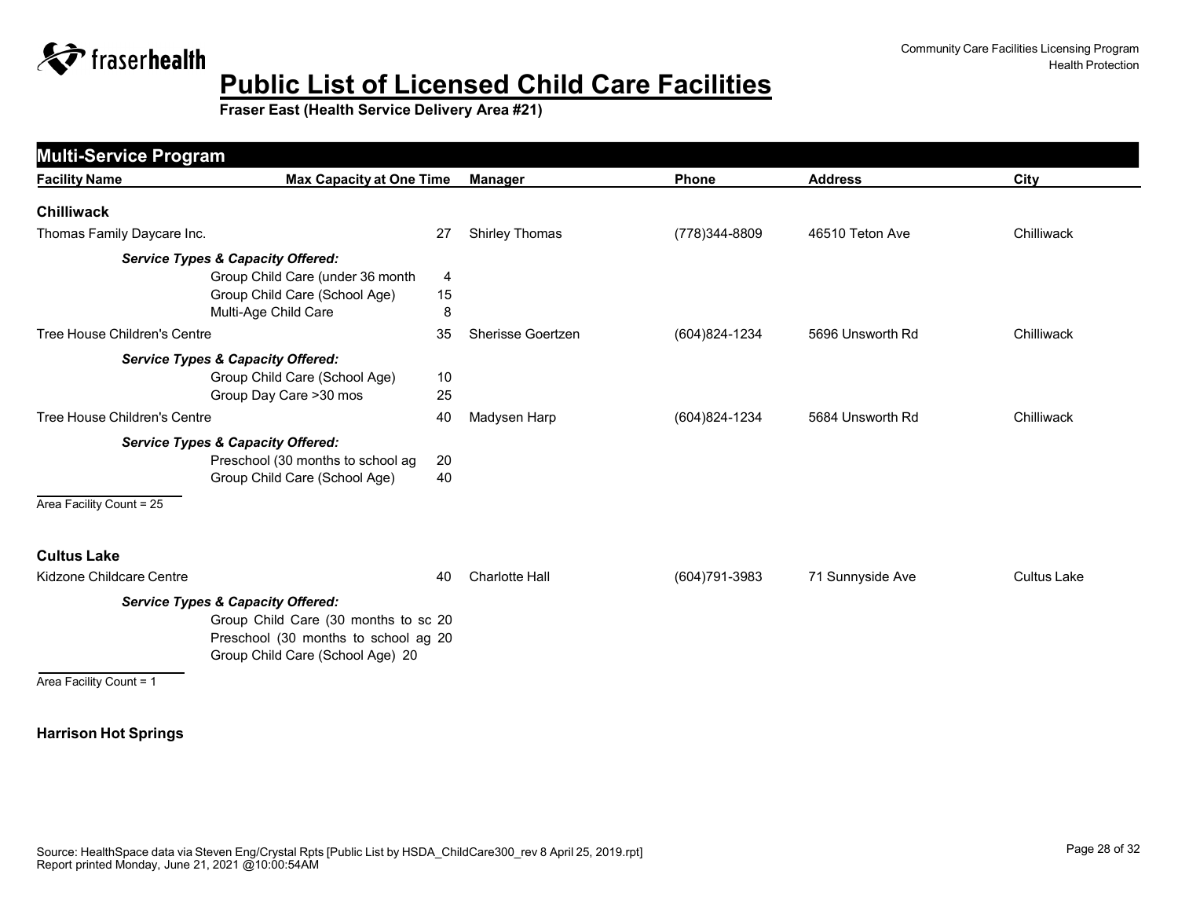# Public List of Licensed Child Care Facilities

**Fraser East (Health Service Delivery Area #21)**

## Multi-Service Program

| Facility Name | Max Capacity at One Time | Manager | Phone | Address | City |
|---|---|---|---|---|---|

### Chilliwack

| Facility Name | Max Capacity at One Time | Manager | Phone | Address | City |
|---|---|---|---|---|---|
| Thomas Family Daycare Inc. | 27 | Shirley Thomas | (778)344-8809 | 46510 Teton Ave | Chilliwack |

***Service Types & Capacity Offered:***

| Service Type | Capacity |
|---|---|
| Group Child Care (under 36 month | 4 |
| Group Child Care (School Age) | 15 |
| Multi-Age Child Care | 8 |

| Facility Name | Max Capacity at One Time | Manager | Phone | Address | City |
|---|---|---|---|---|---|
| Tree House Children's Centre | 35 | Sherisse Goertzen | (604)824-1234 | 5696 Unsworth Rd | Chilliwack |

***Service Types & Capacity Offered:***

| Service Type | Capacity |
|---|---|
| Group Child Care (School Age) | 10 |
| Group Day Care >30 mos | 25 |

| Facility Name | Max Capacity at One Time | Manager | Phone | Address | City |
|---|---|---|---|---|---|
| Tree House Children's Centre | 40 | Madysen Harp | (604)824-1234 | 5684 Unsworth Rd | Chilliwack |

***Service Types & Capacity Offered:***

| Service Type | Capacity |
|---|---|
| Preschool (30 months to school ag | 20 |
| Group Child Care (School Age) | 40 |

Area Facility Count = 25

### Cultus Lake

| Facility Name | Max Capacity at One Time | Manager | Phone | Address | City |
|---|---|---|---|---|---|
| Kidzone Childcare Centre | 40 | Charlotte Hall | (604)791-3983 | 71 Sunnyside Ave | Cultus Lake |

***Service Types & Capacity Offered:***

| Service Type | Capacity |
|---|---|
| Group Child Care (30 months to sc | 20 |
| Preschool (30 months to school ag | 20 |
| Group Child Care (School Age) | 20 |

Area Facility Count = 1

### Harrison Hot Springs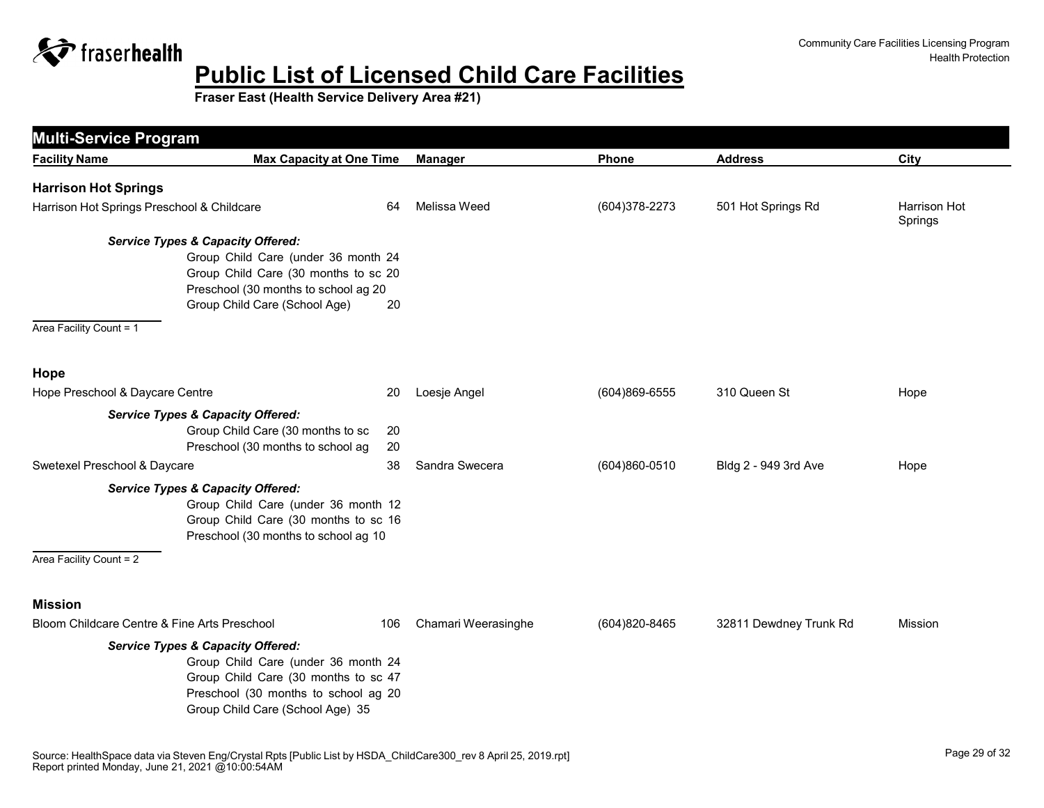# Public List of Licensed Child Care Facilities

**Fraser East (Health Service Delivery Area #21)**

## Multi-Service Program

| Facility Name | Max Capacity at One Time | Manager | Phone | Address | City |
|---|---|---|---|---|---|

### Harrison Hot Springs

| Facility Name | Max Capacity at One Time | Manager | Phone | Address | City |
|---|---|---|---|---|---|
| Harrison Hot Springs Preschool & Childcare | 64 | Melissa Weed | (604)378-2273 | 501 Hot Springs Rd | Harrison Hot Springs |

***Service Types & Capacity Offered:***

| Service Type | Capacity |
|---|---|
| Group Child Care (under 36 month | 24 |
| Group Child Care (30 months to sc | 20 |
| Preschool (30 months to school ag | 20 |
| Group Child Care (School Age) | 20 |

Area Facility Count = 1

### Hope

| Facility Name | Max Capacity at One Time | Manager | Phone | Address | City |
|---|---|---|---|---|---|
| Hope Preschool & Daycare Centre | 20 | Loesje Angel | (604)869-6555 | 310 Queen St | Hope |

***Service Types & Capacity Offered:***

| Service Type | Capacity |
|---|---|
| Group Child Care (30 months to sc | 20 |
| Preschool (30 months to school ag | 20 |

| Facility Name | Max Capacity at One Time | Manager | Phone | Address | City |
|---|---|---|---|---|---|
| Swetexel Preschool & Daycare | 38 | Sandra Swecera | (604)860-0510 | Bldg 2 - 949 3rd Ave | Hope |

***Service Types & Capacity Offered:***

| Service Type | Capacity |
|---|---|
| Group Child Care (under 36 month | 12 |
| Group Child Care (30 months to sc | 16 |
| Preschool (30 months to school ag | 10 |

Area Facility Count = 2

### Mission

| Facility Name | Max Capacity at One Time | Manager | Phone | Address | City |
|---|---|---|---|---|---|
| Bloom Childcare Centre & Fine Arts Preschool | 106 | Chamari Weerasinghe | (604)820-8465 | 32811 Dewdney Trunk Rd | Mission |

***Service Types & Capacity Offered:***

| Service Type | Capacity |
|---|---|
| Group Child Care (under 36 month | 24 |
| Group Child Care (30 months to sc | 47 |
| Preschool (30 months to school ag | 20 |
| Group Child Care (School Age) | 35 |

Source: HealthSpace data via Steven Eng/Crystal Rpts [Public List by HSDA_ChildCare300_rev 8 April 25, 2019.rpt]
Report printed Monday, June 21, 2021 @10:00:54AM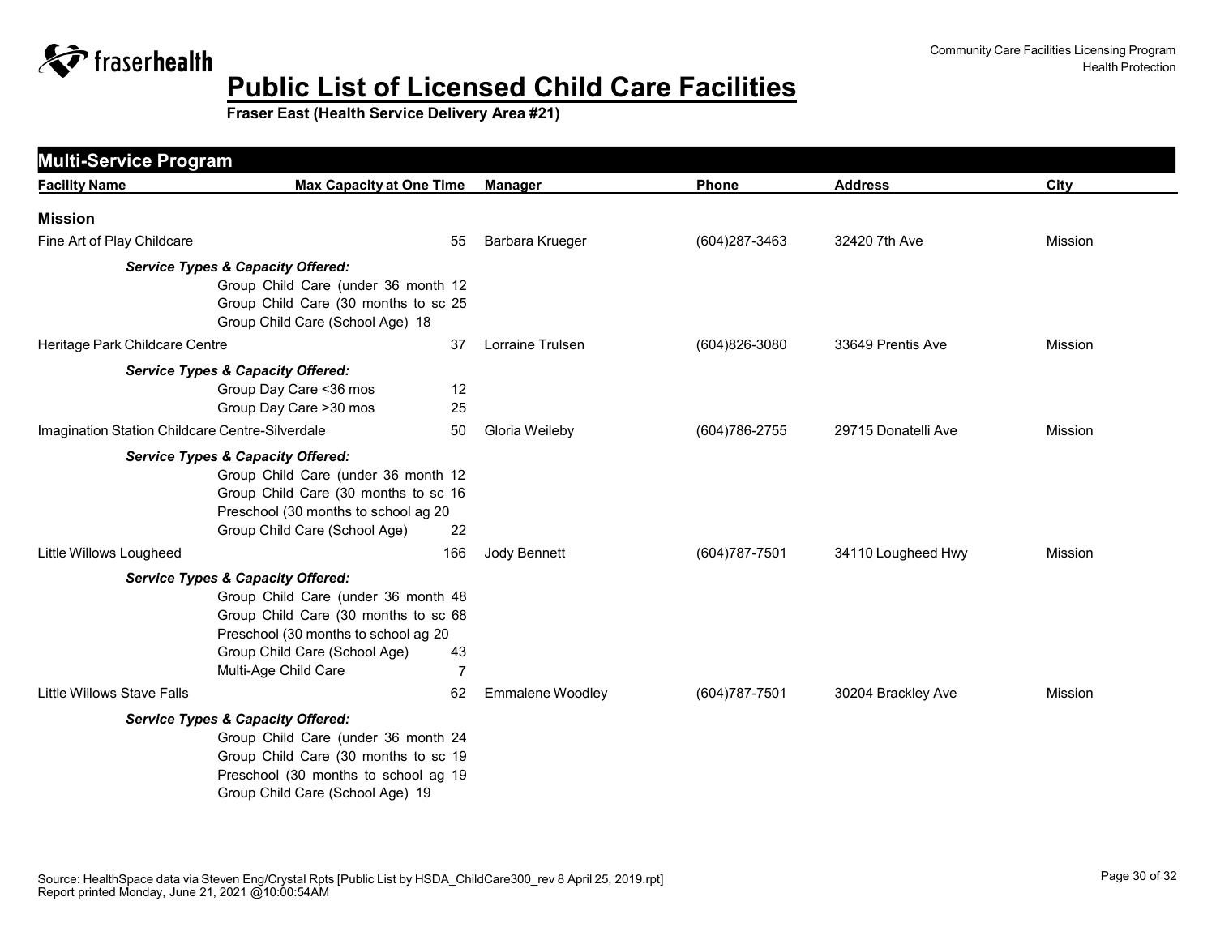# Public List of Licensed Child Care Facilities

**Fraser East (Health Service Delivery Area #21)**

Community Care Facilities Licensing Program
Health Protection

## Multi-Service Program

| Facility Name | Max Capacity at One Time | Manager | Phone | Address | City |
|---|---|---|---|---|---|
| **Mission** | | | | | |
| Fine Art of Play Childcare | 55 | Barbara Krueger | (604)287-3463 | 32420 7th Ave | Mission |
| ***Service Types & Capacity Offered:*** | | | | | |
| Group Child Care (under 36 month | 12 | | | | |
| Group Child Care (30 months to sc | 25 | | | | |
| Group Child Care (School Age) | 18 | | | | |
| Heritage Park Childcare Centre | 37 | Lorraine Trulsen | (604)826-3080 | 33649 Prentis Ave | Mission |
| ***Service Types & Capacity Offered:*** | | | | | |
| Group Day Care <36 mos | 12 | | | | |
| Group Day Care >30 mos | 25 | | | | |
| Imagination Station Childcare Centre-Silverdale | 50 | Gloria Weileby | (604)786-2755 | 29715 Donatelli Ave | Mission |
| ***Service Types & Capacity Offered:*** | | | | | |
| Group Child Care (under 36 month | 12 | | | | |
| Group Child Care (30 months to sc | 16 | | | | |
| Preschool (30 months to school ag | 20 | | | | |
| Group Child Care (School Age) | 22 | | | | |
| Little Willows Lougheed | 166 | Jody Bennett | (604)787-7501 | 34110 Lougheed Hwy | Mission |
| ***Service Types & Capacity Offered:*** | | | | | |
| Group Child Care (under 36 month | 48 | | | | |
| Group Child Care (30 months to sc | 68 | | | | |
| Preschool (30 months to school ag | 20 | | | | |
| Group Child Care (School Age) | 43 | | | | |
| Multi-Age Child Care | 7 | | | | |
| Little Willows Stave Falls | 62 | Emmalene Woodley | (604)787-7501 | 30204 Brackley Ave | Mission |
| ***Service Types & Capacity Offered:*** | | | | | |
| Group Child Care (under 36 month | 24 | | | | |
| Group Child Care (30 months to sc | 19 | | | | |
| Preschool (30 months to school ag | 19 | | | | |
| Group Child Care (School Age) | 19 | | | | |

Source: HealthSpace data via Steven Eng/Crystal Rpts [Public List by HSDA_ChildCare300_rev 8 April 25, 2019.rpt]
Report printed Monday, June 21, 2021 @10:00:54AM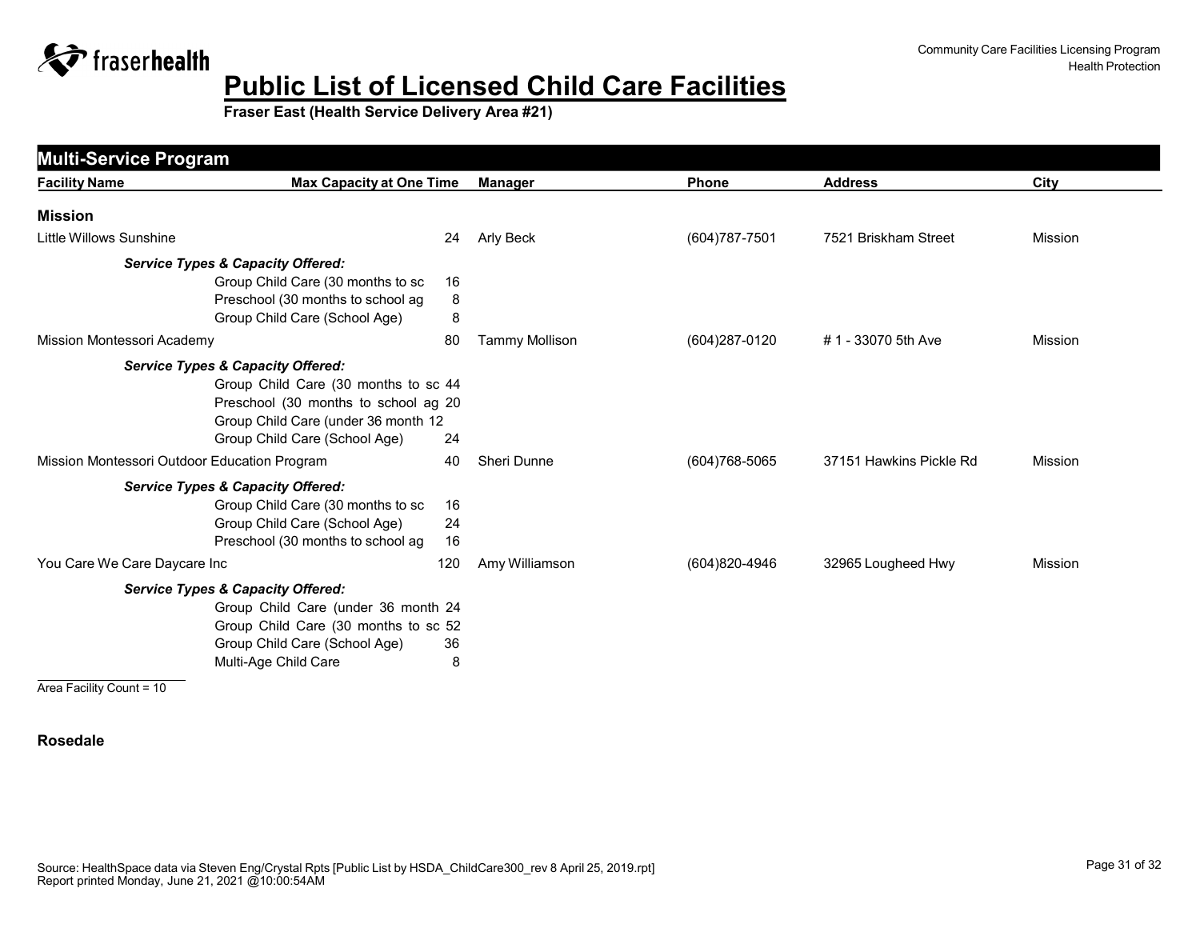# Public List of Licensed Child Care Facilities

**Fraser East (Health Service Delivery Area #21)**

## Multi-Service Program

| Facility Name | Max Capacity at One Time | Manager | Phone | Address | City |
|---|---|---|---|---|---|

### Mission

| Facility Name | Max Capacity at One Time | Manager | Phone | Address | City |
|---|---|---|---|---|---|
| Little Willows Sunshine | 24 | Arly Beck | (604)787-7501 | 7521 Briskham Street | Mission |

*Service Types & Capacity Offered:*

| Service Type | Capacity |
|---|---|
| Group Child Care (30 months to sc | 16 |
| Preschool (30 months to school ag | 8 |
| Group Child Care (School Age) | 8 |

| Facility Name | Max Capacity at One Time | Manager | Phone | Address | City |
|---|---|---|---|---|---|
| Mission Montessori Academy | 80 | Tammy Mollison | (604)287-0120 | # 1 - 33070 5th Ave | Mission |

*Service Types & Capacity Offered:*

| Service Type | Capacity |
|---|---|
| Group Child Care (30 months to sc | 44 |
| Preschool (30 months to school ag | 20 |
| Group Child Care (under 36 month | 12 |
| Group Child Care (School Age) | 24 |

| Facility Name | Max Capacity at One Time | Manager | Phone | Address | City |
|---|---|---|---|---|---|
| Mission Montessori Outdoor Education Program | 40 | Sheri Dunne | (604)768-5065 | 37151 Hawkins Pickle Rd | Mission |

*Service Types & Capacity Offered:*

| Service Type | Capacity |
|---|---|
| Group Child Care (30 months to sc | 16 |
| Group Child Care (School Age) | 24 |
| Preschool (30 months to school ag | 16 |

| Facility Name | Max Capacity at One Time | Manager | Phone | Address | City |
|---|---|---|---|---|---|
| You Care We Care Daycare Inc | 120 | Amy Williamson | (604)820-4946 | 32965 Lougheed Hwy | Mission |

*Service Types & Capacity Offered:*

| Service Type | Capacity |
|---|---|
| Group Child Care (under 36 month | 24 |
| Group Child Care (30 months to sc | 52 |
| Group Child Care (School Age) | 36 |
| Multi-Age Child Care | 8 |

Area Facility Count = 10

### Rosedale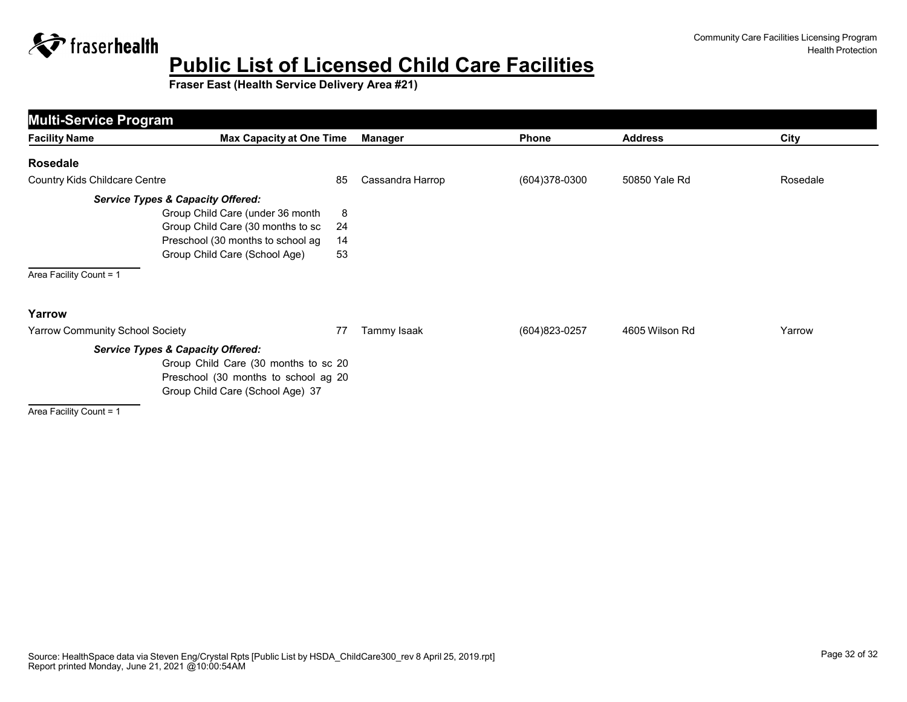# Public List of Licensed Child Care Facilities

**Fraser East (Health Service Delivery Area #21)**

## Multi-Service Program

| Facility Name | Max Capacity at One Time | Manager | Phone | Address | City |
|---|---|---|---|---|---|

### Rosedale

| Facility Name | Max Capacity at One Time | Manager | Phone | Address | City |
|---|---|---|---|---|---|
| Country Kids Childcare Centre | 85 | Cassandra Harrop | (604)378-0300 | 50850 Yale Rd | Rosedale |

***Service Types & Capacity Offered:***

| Service Type | Capacity |
|---|---|
| Group Child Care (under 36 month | 8 |
| Group Child Care (30 months to sc | 24 |
| Preschool (30 months to school ag | 14 |
| Group Child Care (School Age) | 53 |

Area Facility Count = 1

### Yarrow

| Facility Name | Max Capacity at One Time | Manager | Phone | Address | City |
|---|---|---|---|---|---|
| Yarrow Community School Society | 77 | Tammy Isaak | (604)823-0257 | 4605 Wilson Rd | Yarrow |

***Service Types & Capacity Offered:***

| Service Type | Capacity |
|---|---|
| Group Child Care (30 months to sc | 20 |
| Preschool (30 months to school ag | 20 |
| Group Child Care (School Age) | 37 |

Area Facility Count = 1

Source: HealthSpace data via Steven Eng/Crystal Rpts [Public List by HSDA_ChildCare300_rev 8 April 25, 2019.rpt]
Report printed Monday, June 21, 2021 @10:00:54AM